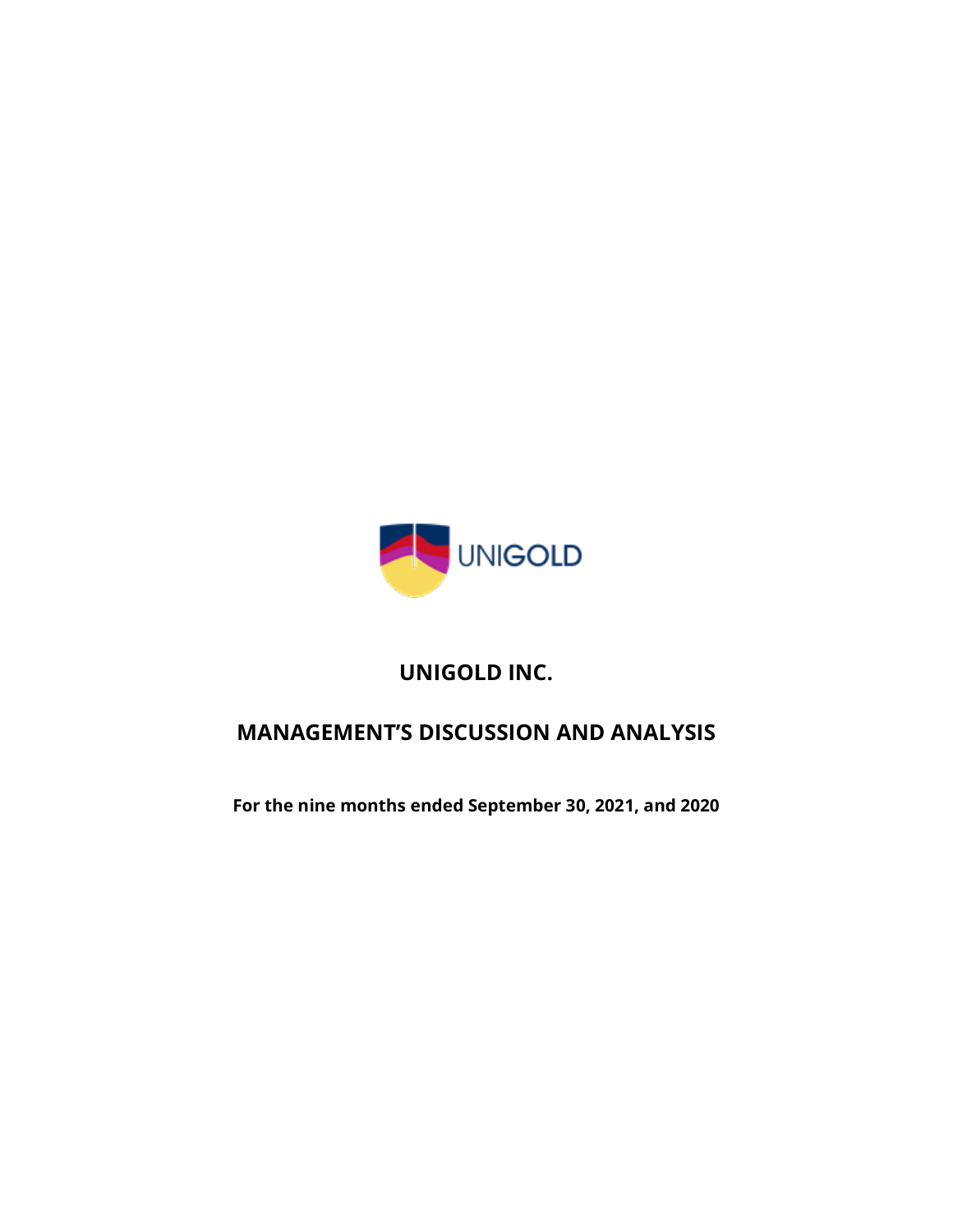UNIGOLD

# UNIGOLD INC.

# MANAGEMENT'S DISCUSSION AND ANALYSIS

**For the nine months ended September 30, 2021, and 2020**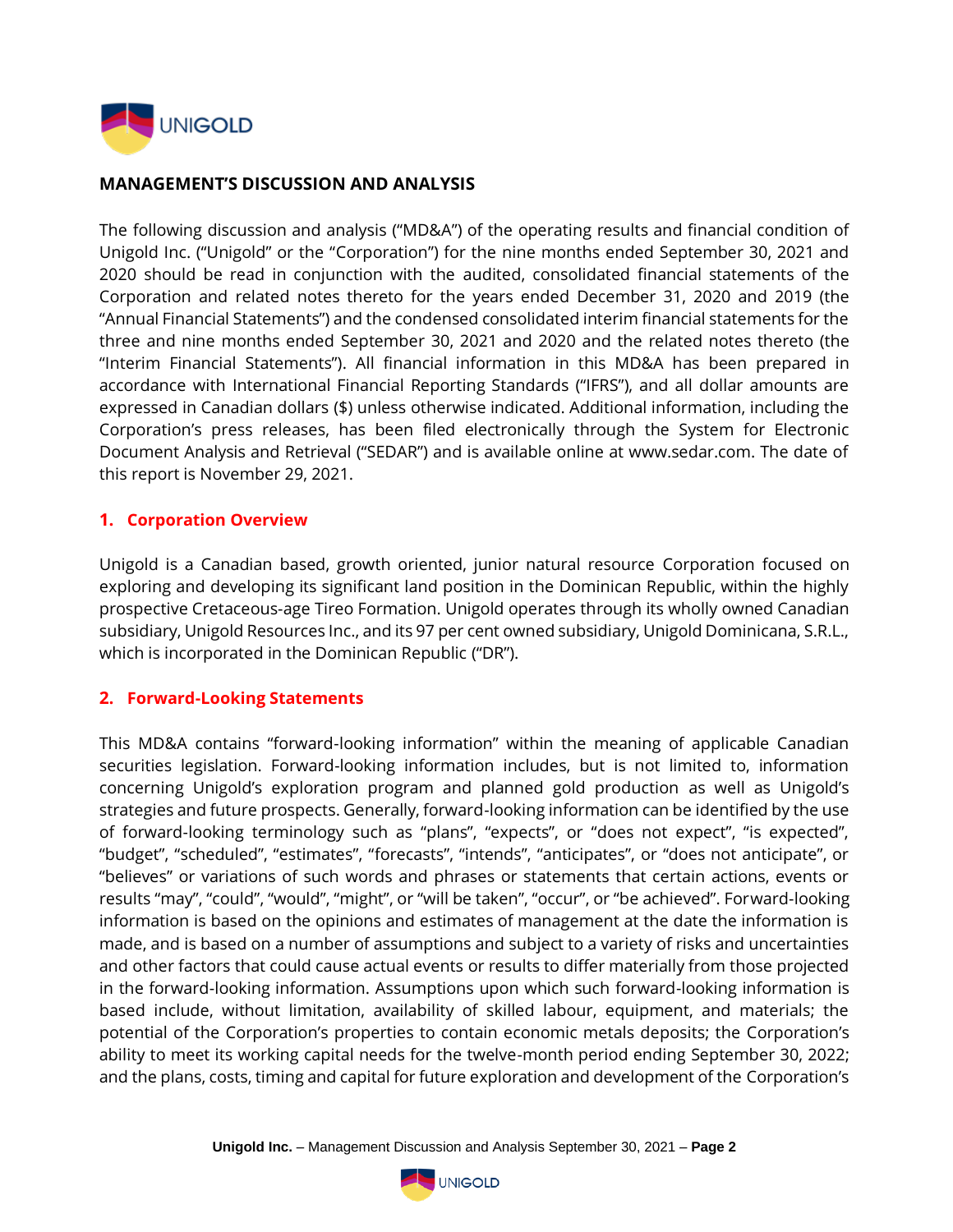# MANAGEMENT'S DISCUSSION AND ANALYSIS

The following discussion and analysis ("MD&A") of the operating results and financial condition of Unigold Inc. ("Unigold" or the "Corporation") for the nine months ended September 30, 2021 and 2020 should be read in conjunction with the audited, consolidated financial statements of the Corporation and related notes thereto for the years ended December 31, 2020 and 2019 (the "Annual Financial Statements") and the condensed consolidated interim financial statements for the three and nine months ended September 30, 2021 and 2020 and the related notes thereto (the "Interim Financial Statements"). All financial information in this MD&A has been prepared in accordance with International Financial Reporting Standards ("IFRS"), and all dollar amounts are expressed in Canadian dollars ($) unless otherwise indicated. Additional information, including the Corporation's press releases, has been filed electronically through the System for Electronic Document Analysis and Retrieval ("SEDAR") and is available online at www.sedar.com. The date of this report is November 29, 2021.

## 1. Corporation Overview

Unigold is a Canadian based, growth oriented, junior natural resource Corporation focused on exploring and developing its significant land position in the Dominican Republic, within the highly prospective Cretaceous-age Tireo Formation. Unigold operates through its wholly owned Canadian subsidiary, Unigold Resources Inc., and its 97 per cent owned subsidiary, Unigold Dominicana, S.R.L., which is incorporated in the Dominican Republic ("DR").

## 2. Forward-Looking Statements

This MD&A contains "forward-looking information" within the meaning of applicable Canadian securities legislation. Forward-looking information includes, but is not limited to, information concerning Unigold's exploration program and planned gold production as well as Unigold's strategies and future prospects. Generally, forward-looking information can be identified by the use of forward-looking terminology such as "plans", "expects", or "does not expect", "is expected", "budget", "scheduled", "estimates", "forecasts", "intends", "anticipates", or "does not anticipate", or "believes" or variations of such words and phrases or statements that certain actions, events or results "may", "could", "would", "might", or "will be taken", "occur", or "be achieved". Forward-looking information is based on the opinions and estimates of management at the date the information is made, and is based on a number of assumptions and subject to a variety of risks and uncertainties and other factors that could cause actual events or results to differ materially from those projected in the forward-looking information. Assumptions upon which such forward-looking information is based include, without limitation, availability of skilled labour, equipment, and materials; the potential of the Corporation's properties to contain economic metals deposits; the Corporation's ability to meet its working capital needs for the twelve-month period ending September 30, 2022; and the plans, costs, timing and capital for future exploration and development of the Corporation's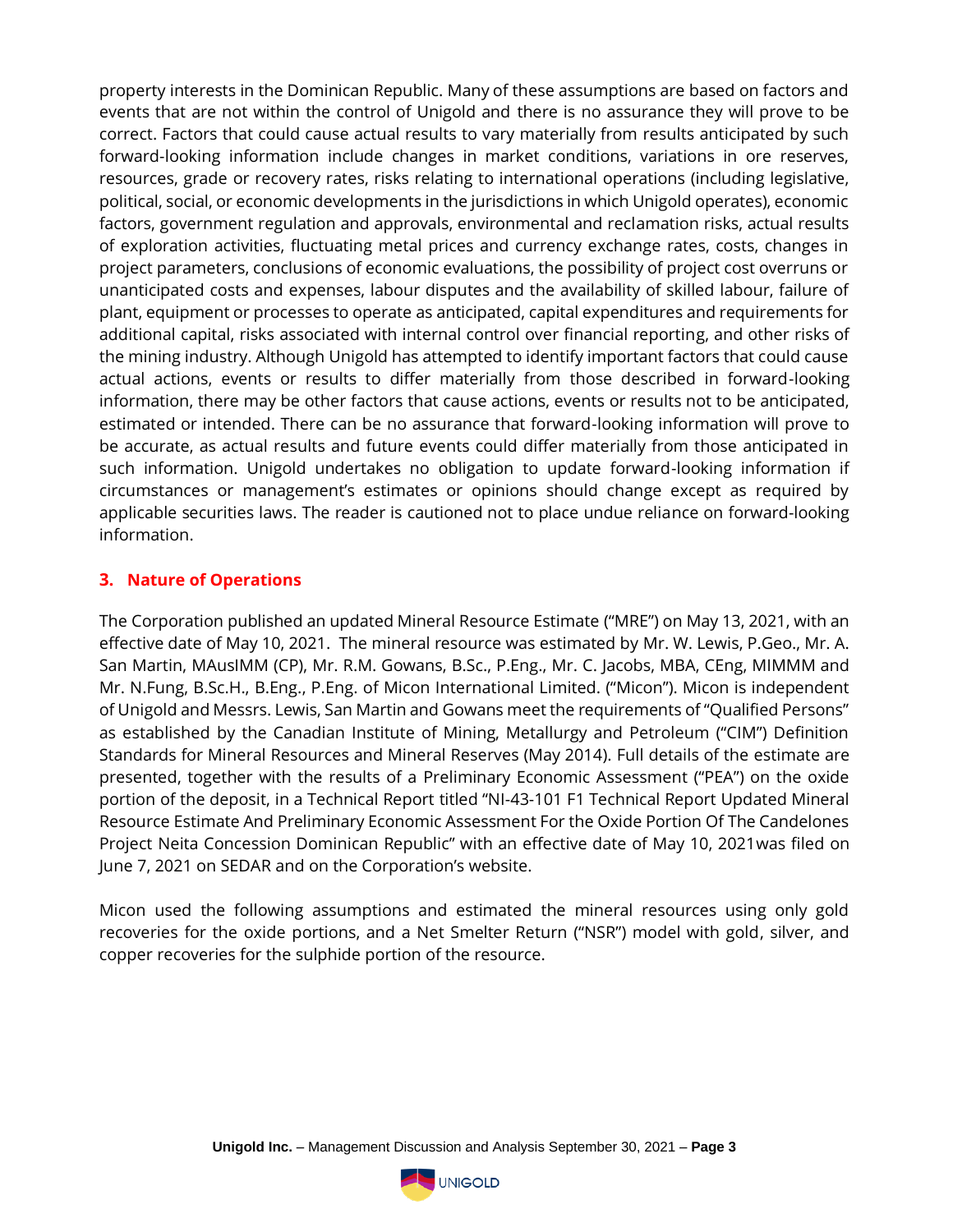property interests in the Dominican Republic. Many of these assumptions are based on factors and events that are not within the control of Unigold and there is no assurance they will prove to be correct. Factors that could cause actual results to vary materially from results anticipated by such forward-looking information include changes in market conditions, variations in ore reserves, resources, grade or recovery rates, risks relating to international operations (including legislative, political, social, or economic developments in the jurisdictions in which Unigold operates), economic factors, government regulation and approvals, environmental and reclamation risks, actual results of exploration activities, fluctuating metal prices and currency exchange rates, costs, changes in project parameters, conclusions of economic evaluations, the possibility of project cost overruns or unanticipated costs and expenses, labour disputes and the availability of skilled labour, failure of plant, equipment or processes to operate as anticipated, capital expenditures and requirements for additional capital, risks associated with internal control over financial reporting, and other risks of the mining industry. Although Unigold has attempted to identify important factors that could cause actual actions, events or results to differ materially from those described in forward-looking information, there may be other factors that cause actions, events or results not to be anticipated, estimated or intended. There can be no assurance that forward-looking information will prove to be accurate, as actual results and future events could differ materially from those anticipated in such information. Unigold undertakes no obligation to update forward-looking information if circumstances or management's estimates or opinions should change except as required by applicable securities laws. The reader is cautioned not to place undue reliance on forward-looking information.

## 3. Nature of Operations

The Corporation published an updated Mineral Resource Estimate ("MRE") on May 13, 2021, with an effective date of May 10, 2021. The mineral resource was estimated by Mr. W. Lewis, P.Geo., Mr. A. San Martin, MAusIMM (CP), Mr. R.M. Gowans, B.Sc., P.Eng., Mr. C. Jacobs, MBA, CEng, MIMMM and Mr. N.Fung, B.Sc.H., B.Eng., P.Eng. of Micon International Limited. ("Micon"). Micon is independent of Unigold and Messrs. Lewis, San Martin and Gowans meet the requirements of "Qualified Persons" as established by the Canadian Institute of Mining, Metallurgy and Petroleum ("CIM") Definition Standards for Mineral Resources and Mineral Reserves (May 2014). Full details of the estimate are presented, together with the results of a Preliminary Economic Assessment ("PEA") on the oxide portion of the deposit, in a Technical Report titled "NI-43-101 F1 Technical Report Updated Mineral Resource Estimate And Preliminary Economic Assessment For the Oxide Portion Of The Candelones Project Neita Concession Dominican Republic" with an effective date of May 10, 2021was filed on June 7, 2021 on SEDAR and on the Corporation's website.

Micon used the following assumptions and estimated the mineral resources using only gold recoveries for the oxide portions, and a Net Smelter Return ("NSR") model with gold, silver, and copper recoveries for the sulphide portion of the resource.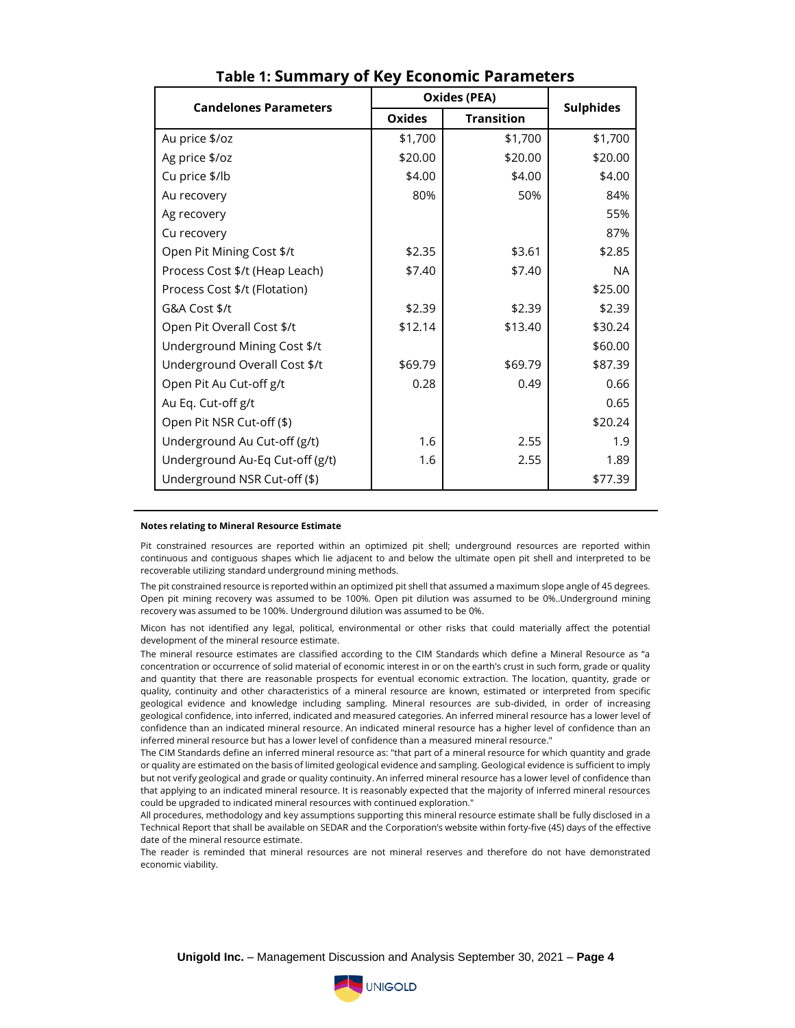## Table 1: Summary of Key Economic Parameters

| Candelones Parameters | Oxides (PEA) | | Sulphides |
|---|---|---|---|
| | Oxides | Transition | |
| Au price $/oz | $1,700 | $1,700 | $1,700 |
| Ag price $/oz | $20.00 | $20.00 | $20.00 |
| Cu price $/lb | $4.00 | $4.00 | $4.00 |
| Au recovery | 80% | 50% | 84% |
| Ag recovery | | | 55% |
| Cu recovery | | | 87% |
| Open Pit Mining Cost $/t | $2.35 | $3.61 | $2.85 |
| Process Cost $/t (Heap Leach) | $7.40 | $7.40 | NA |
| Process Cost $/t (Flotation) | | | $25.00 |
| G&A Cost $/t | $2.39 | $2.39 | $2.39 |
| Open Pit Overall Cost $/t | $12.14 | $13.40 | $30.24 |
| Underground Mining Cost $/t | | | $60.00 |
| Underground Overall Cost $/t | $69.79 | $69.79 | $87.39 |
| Open Pit Au Cut-off g/t | 0.28 | 0.49 | 0.66 |
| Au Eq. Cut-off g/t | | | 0.65 |
| Open Pit NSR Cut-off ($) | | | $20.24 |
| Underground Au Cut-off (g/t) | 1.6 | 2.55 | 1.9 |
| Underground Au-Eq Cut-off (g/t) | 1.6 | 2.55 | 1.89 |
| Underground NSR Cut-off ($) | | | $77.39 |

**Notes relating to Mineral Resource Estimate**

Pit constrained resources are reported within an optimized pit shell; underground resources are reported within continuous and contiguous shapes which lie adjacent to and below the ultimate open pit shell and interpreted to be recoverable utilizing standard underground mining methods.

The pit constrained resource is reported within an optimized pit shell that assumed a maximum slope angle of 45 degrees. Open pit mining recovery was assumed to be 100%. Open pit dilution was assumed to be 0%..Underground mining recovery was assumed to be 100%. Underground dilution was assumed to be 0%.

Micon has not identified any legal, political, environmental or other risks that could materially affect the potential development of the mineral resource estimate.

The mineral resource estimates are classified according to the CIM Standards which define a Mineral Resource as "a concentration or occurrence of solid material of economic interest in or on the earth's crust in such form, grade or quality and quantity that there are reasonable prospects for eventual economic extraction. The location, quantity, grade or quality, continuity and other characteristics of a mineral resource are known, estimated or interpreted from specific geological evidence and knowledge including sampling. Mineral resources are sub-divided, in order of increasing geological confidence, into inferred, indicated and measured categories. An inferred mineral resource has a lower level of confidence than an indicated mineral resource. An indicated mineral resource has a higher level of confidence than an inferred mineral resource but has a lower level of confidence than a measured mineral resource."

The CIM Standards define an inferred mineral resource as: "that part of a mineral resource for which quantity and grade or quality are estimated on the basis of limited geological evidence and sampling. Geological evidence is sufficient to imply but not verify geological and grade or quality continuity. An inferred mineral resource has a lower level of confidence than that applying to an indicated mineral resource. It is reasonably expected that the majority of inferred mineral resources could be upgraded to indicated mineral resources with continued exploration."

All procedures, methodology and key assumptions supporting this mineral resource estimate shall be fully disclosed in a Technical Report that shall be available on SEDAR and the Corporation's website within forty-five (45) days of the effective date of the mineral resource estimate.

The reader is reminded that mineral resources are not mineral reserves and therefore do not have demonstrated economic viability.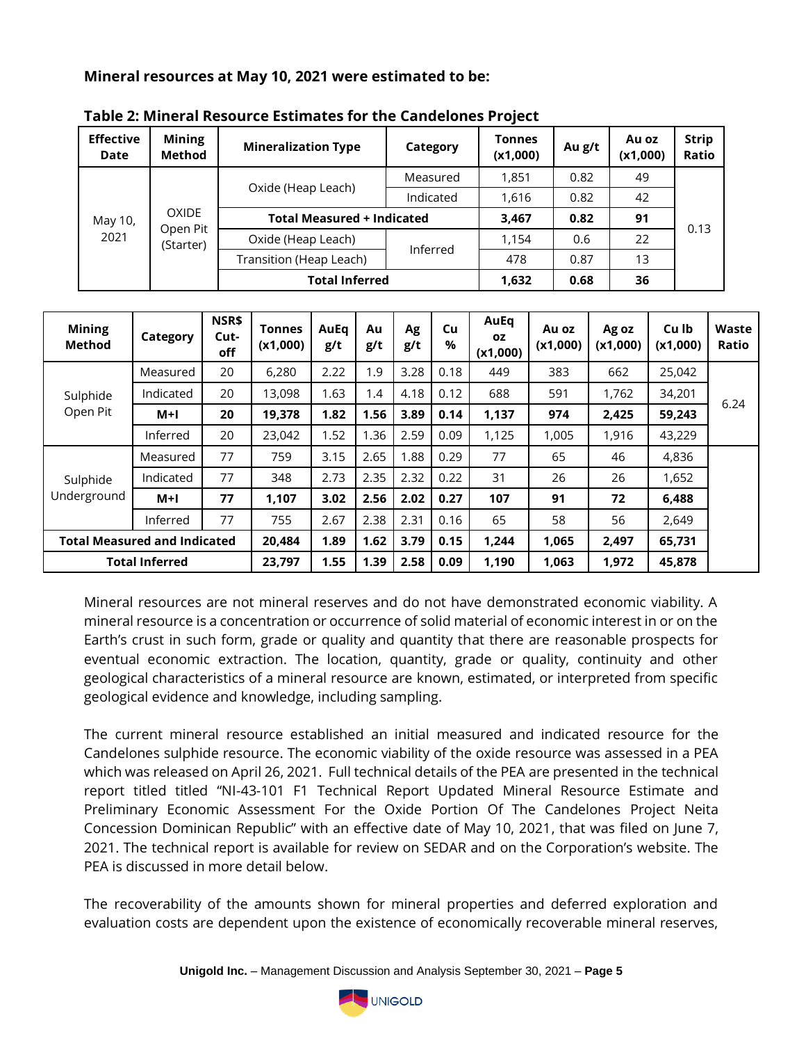**Mineral resources at May 10, 2021 were estimated to be:**

**Table 2: Mineral Resource Estimates for the Candelones Project**

| Effective Date | Mining Method | Mineralization Type | Category | Tonnes (x1,000) | Au g/t | Au oz (x1,000) | Strip Ratio |
|---|---|---|---|---|---|---|---|
| May 10, 2021 | OXIDE Open Pit (Starter) | Oxide (Heap Leach) | Measured | 1,851 | 0.82 | 49 | 0.13 |
| | | | Indicated | 1,616 | 0.82 | 42 | |
| | | **Total Measured + Indicated** | | **3,467** | **0.82** | **91** | |
| | | Oxide (Heap Leach) | Inferred | 1,154 | 0.6 | 22 | |
| | | Transition (Heap Leach) | | 478 | 0.87 | 13 | |
| | | **Total Inferred** | | **1,632** | **0.68** | **36** | |

| Mining Method | Category | NSR$ Cut-off | Tonnes (x1,000) | AuEq g/t | Au g/t | Ag g/t | Cu % | AuEq oz (x1,000) | Au oz (x1,000) | Ag oz (x1,000) | Cu lb (x1,000) | Waste Ratio |
|---|---|---|---|---|---|---|---|---|---|---|---|---|
| Sulphide Open Pit | Measured | 20 | 6,280 | 2.22 | 1.9 | 3.28 | 0.18 | 449 | 383 | 662 | 25,042 | 6.24 |
| | Indicated | 20 | 13,098 | 1.63 | 1.4 | 4.18 | 0.12 | 688 | 591 | 1,762 | 34,201 | |
| | **M+I** | **20** | **19,378** | **1.82** | **1.56** | **3.89** | **0.14** | **1,137** | **974** | **2,425** | **59,243** | |
| | Inferred | 20 | 23,042 | 1.52 | 1.36 | 2.59 | 0.09 | 1,125 | 1,005 | 1,916 | 43,229 | |
| Sulphide Underground | Measured | 77 | 759 | 3.15 | 2.65 | 1.88 | 0.29 | 77 | 65 | 46 | 4,836 | |
| | Indicated | 77 | 348 | 2.73 | 2.35 | 2.32 | 0.22 | 31 | 26 | 26 | 1,652 | |
| | **M+I** | **77** | **1,107** | **3.02** | **2.56** | **2.02** | **0.27** | **107** | **91** | **72** | **6,488** | |
| | Inferred | 77 | 755 | 2.67 | 2.38 | 2.31 | 0.16 | 65 | 58 | 56 | 2,649 | |
| **Total Measured and Indicated** | | | **20,484** | **1.89** | **1.62** | **3.79** | **0.15** | **1,244** | **1,065** | **2,497** | **65,731** | |
| **Total Inferred** | | | **23,797** | **1.55** | **1.39** | **2.58** | **0.09** | **1,190** | **1,063** | **1,972** | **45,878** | |

Mineral resources are not mineral reserves and do not have demonstrated economic viability. A mineral resource is a concentration or occurrence of solid material of economic interest in or on the Earth's crust in such form, grade or quality and quantity that there are reasonable prospects for eventual economic extraction. The location, quantity, grade or quality, continuity and other geological characteristics of a mineral resource are known, estimated, or interpreted from specific geological evidence and knowledge, including sampling.

The current mineral resource established an initial measured and indicated resource for the Candelones sulphide resource. The economic viability of the oxide resource was assessed in a PEA which was released on April 26, 2021. Full technical details of the PEA are presented in the technical report titled titled "NI-43-101 F1 Technical Report Updated Mineral Resource Estimate and Preliminary Economic Assessment For the Oxide Portion Of The Candelones Project Neita Concession Dominican Republic" with an effective date of May 10, 2021, that was filed on June 7, 2021. The technical report is available for review on SEDAR and on the Corporation's website. The PEA is discussed in more detail below.

The recoverability of the amounts shown for mineral properties and deferred exploration and evaluation costs are dependent upon the existence of economically recoverable mineral reserves,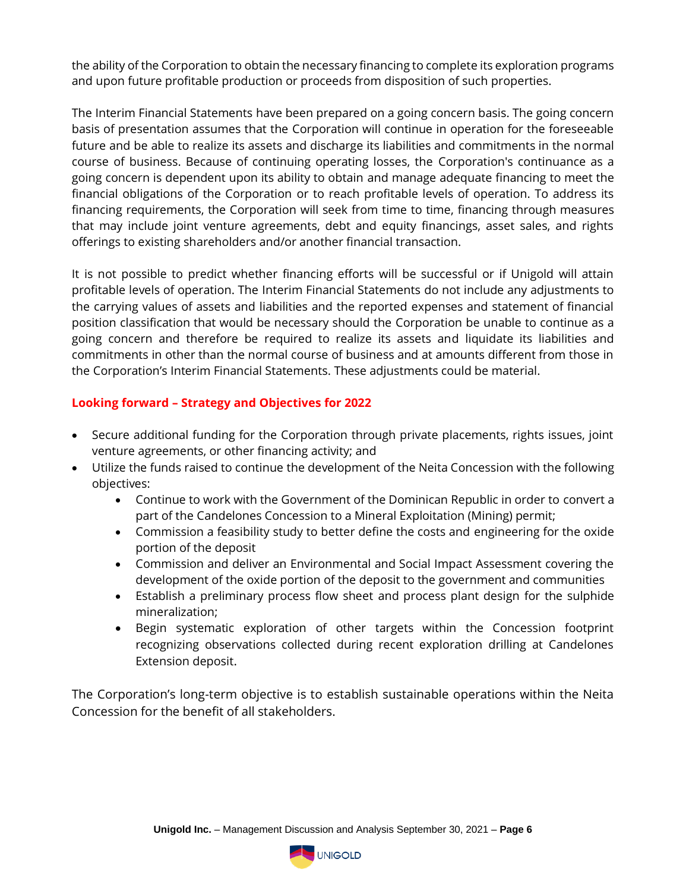the ability of the Corporation to obtain the necessary financing to complete its exploration programs and upon future profitable production or proceeds from disposition of such properties.

The Interim Financial Statements have been prepared on a going concern basis. The going concern basis of presentation assumes that the Corporation will continue in operation for the foreseeable future and be able to realize its assets and discharge its liabilities and commitments in the normal course of business. Because of continuing operating losses, the Corporation's continuance as a going concern is dependent upon its ability to obtain and manage adequate financing to meet the financial obligations of the Corporation or to reach profitable levels of operation. To address its financing requirements, the Corporation will seek from time to time, financing through measures that may include joint venture agreements, debt and equity financings, asset sales, and rights offerings to existing shareholders and/or another financial transaction.

It is not possible to predict whether financing efforts will be successful or if Unigold will attain profitable levels of operation. The Interim Financial Statements do not include any adjustments to the carrying values of assets and liabilities and the reported expenses and statement of financial position classification that would be necessary should the Corporation be unable to continue as a going concern and therefore be required to realize its assets and liquidate its liabilities and commitments in other than the normal course of business and at amounts different from those in the Corporation's Interim Financial Statements. These adjustments could be material.

## Looking forward – Strategy and Objectives for 2022

- Secure additional funding for the Corporation through private placements, rights issues, joint venture agreements, or other financing activity; and
- Utilize the funds raised to continue the development of the Neita Concession with the following objectives:
  - Continue to work with the Government of the Dominican Republic in order to convert a part of the Candelones Concession to a Mineral Exploitation (Mining) permit;
  - Commission a feasibility study to better define the costs and engineering for the oxide portion of the deposit
  - Commission and deliver an Environmental and Social Impact Assessment covering the development of the oxide portion of the deposit to the government and communities
  - Establish a preliminary process flow sheet and process plant design for the sulphide mineralization;
  - Begin systematic exploration of other targets within the Concession footprint recognizing observations collected during recent exploration drilling at Candelones Extension deposit.

The Corporation's long-term objective is to establish sustainable operations within the Neita Concession for the benefit of all stakeholders.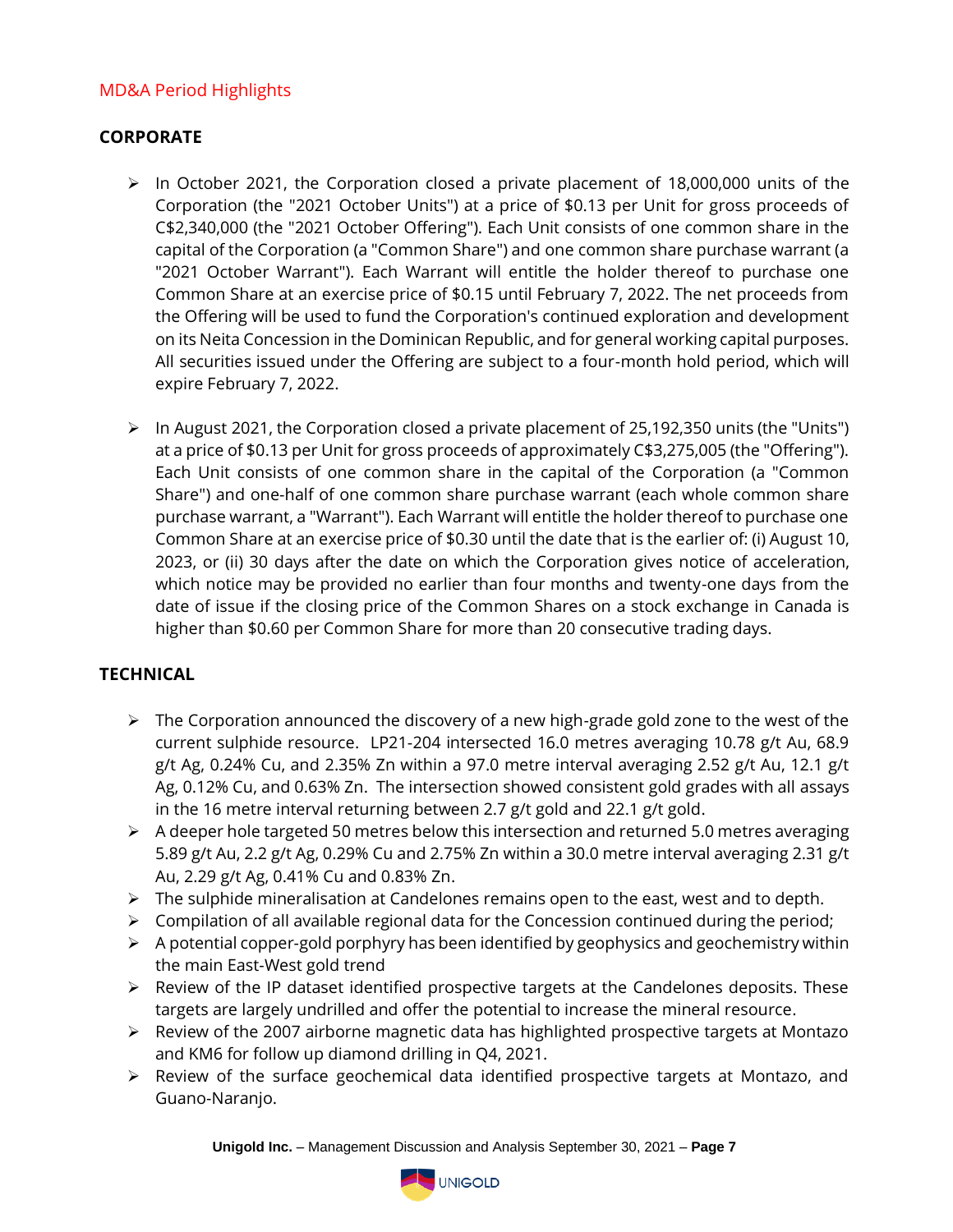## MD&A Period Highlights

### CORPORATE

- In October 2021, the Corporation closed a private placement of 18,000,000 units of the Corporation (the "2021 October Units") at a price of $0.13 per Unit for gross proceeds of C$2,340,000 (the "2021 October Offering"). Each Unit consists of one common share in the capital of the Corporation (a "Common Share") and one common share purchase warrant (a "2021 October Warrant"). Each Warrant will entitle the holder thereof to purchase one Common Share at an exercise price of $0.15 until February 7, 2022. The net proceeds from the Offering will be used to fund the Corporation's continued exploration and development on its Neita Concession in the Dominican Republic, and for general working capital purposes. All securities issued under the Offering are subject to a four-month hold period, which will expire February 7, 2022.

- In August 2021, the Corporation closed a private placement of 25,192,350 units (the "Units") at a price of $0.13 per Unit for gross proceeds of approximately C$3,275,005 (the "Offering"). Each Unit consists of one common share in the capital of the Corporation (a "Common Share") and one-half of one common share purchase warrant (each whole common share purchase warrant, a "Warrant"). Each Warrant will entitle the holder thereof to purchase one Common Share at an exercise price of $0.30 until the date that is the earlier of: (i) August 10, 2023, or (ii) 30 days after the date on which the Corporation gives notice of acceleration, which notice may be provided no earlier than four months and twenty-one days from the date of issue if the closing price of the Common Shares on a stock exchange in Canada is higher than $0.60 per Common Share for more than 20 consecutive trading days.

### TECHNICAL

- The Corporation announced the discovery of a new high-grade gold zone to the west of the current sulphide resource. LP21-204 intersected 16.0 metres averaging 10.78 g/t Au, 68.9 g/t Ag, 0.24% Cu, and 2.35% Zn within a 97.0 metre interval averaging 2.52 g/t Au, 12.1 g/t Ag, 0.12% Cu, and 0.63% Zn. The intersection showed consistent gold grades with all assays in the 16 metre interval returning between 2.7 g/t gold and 22.1 g/t gold.
- A deeper hole targeted 50 metres below this intersection and returned 5.0 metres averaging 5.89 g/t Au, 2.2 g/t Ag, 0.29% Cu and 2.75% Zn within a 30.0 metre interval averaging 2.31 g/t Au, 2.29 g/t Ag, 0.41% Cu and 0.83% Zn.
- The sulphide mineralisation at Candelones remains open to the east, west and to depth.
- Compilation of all available regional data for the Concession continued during the period;
- A potential copper-gold porphyry has been identified by geophysics and geochemistry within the main East-West gold trend
- Review of the IP dataset identified prospective targets at the Candelones deposits. These targets are largely undrilled and offer the potential to increase the mineral resource.
- Review of the 2007 airborne magnetic data has highlighted prospective targets at Montazo and KM6 for follow up diamond drilling in Q4, 2021.
- Review of the surface geochemical data identified prospective targets at Montazo, and Guano-Naranjo.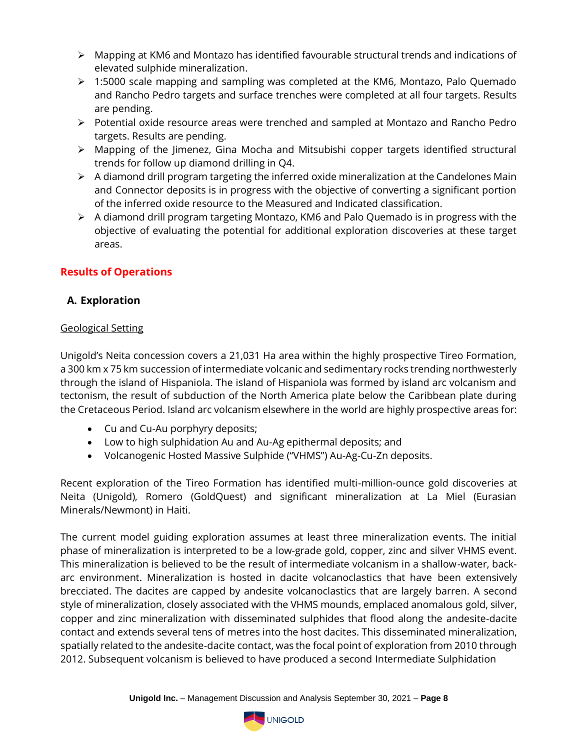- Mapping at KM6 and Montazo has identified favourable structural trends and indications of elevated sulphide mineralization.
- 1:5000 scale mapping and sampling was completed at the KM6, Montazo, Palo Quemado and Rancho Pedro targets and surface trenches were completed at all four targets. Results are pending.
- Potential oxide resource areas were trenched and sampled at Montazo and Rancho Pedro targets. Results are pending.
- Mapping of the Jimenez, Gina Mocha and Mitsubishi copper targets identified structural trends for follow up diamond drilling in Q4.
- A diamond drill program targeting the inferred oxide mineralization at the Candelones Main and Connector deposits is in progress with the objective of converting a significant portion of the inferred oxide resource to the Measured and Indicated classification.
- A diamond drill program targeting Montazo, KM6 and Palo Quemado is in progress with the objective of evaluating the potential for additional exploration discoveries at these target areas.

## Results of Operations

### A. Exploration

#### Geological Setting

Unigold's Neita concession covers a 21,031 Ha area within the highly prospective Tireo Formation, a 300 km x 75 km succession of intermediate volcanic and sedimentary rocks trending northwesterly through the island of Hispaniola. The island of Hispaniola was formed by island arc volcanism and tectonism, the result of subduction of the North America plate below the Caribbean plate during the Cretaceous Period. Island arc volcanism elsewhere in the world are highly prospective areas for:

- Cu and Cu-Au porphyry deposits;
- Low to high sulphidation Au and Au-Ag epithermal deposits; and
- Volcanogenic Hosted Massive Sulphide ("VHMS") Au-Ag-Cu-Zn deposits.

Recent exploration of the Tireo Formation has identified multi-million-ounce gold discoveries at Neita (Unigold), Romero (GoldQuest) and significant mineralization at La Miel (Eurasian Minerals/Newmont) in Haiti.

The current model guiding exploration assumes at least three mineralization events. The initial phase of mineralization is interpreted to be a low-grade gold, copper, zinc and silver VHMS event. This mineralization is believed to be the result of intermediate volcanism in a shallow-water, back-arc environment. Mineralization is hosted in dacite volcanoclastics that have been extensively brecciated. The dacites are capped by andesite volcanoclastics that are largely barren. A second style of mineralization, closely associated with the VHMS mounds, emplaced anomalous gold, silver, copper and zinc mineralization with disseminated sulphides that flood along the andesite-dacite contact and extends several tens of metres into the host dacites. This disseminated mineralization, spatially related to the andesite-dacite contact, was the focal point of exploration from 2010 through 2012. Subsequent volcanism is believed to have produced a second Intermediate Sulphidation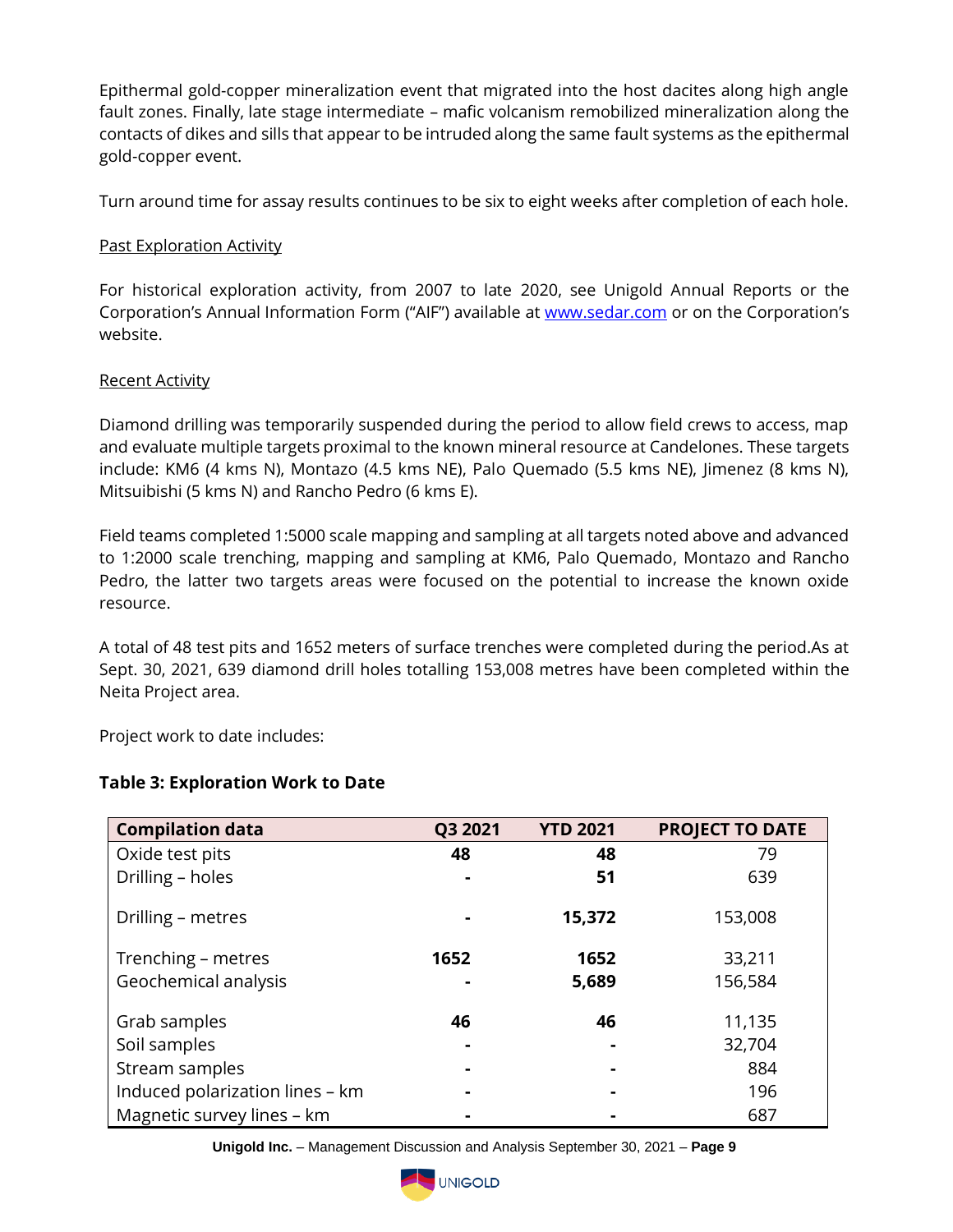Epithermal gold-copper mineralization event that migrated into the host dacites along high angle fault zones. Finally, late stage intermediate – mafic volcanism remobilized mineralization along the contacts of dikes and sills that appear to be intruded along the same fault systems as the epithermal gold-copper event.

Turn around time for assay results continues to be six to eight weeks after completion of each hole.

Past Exploration Activity

For historical exploration activity, from 2007 to late 2020, see Unigold Annual Reports or the Corporation's Annual Information Form ("AIF") available at www.sedar.com or on the Corporation's website.

Recent Activity

Diamond drilling was temporarily suspended during the period to allow field crews to access, map and evaluate multiple targets proximal to the known mineral resource at Candelones. These targets include: KM6 (4 kms N), Montazo (4.5 kms NE), Palo Quemado (5.5 kms NE), Jimenez (8 kms N), Mitsuibishi (5 kms N) and Rancho Pedro (6 kms E).

Field teams completed 1:5000 scale mapping and sampling at all targets noted above and advanced to 1:2000 scale trenching, mapping and sampling at KM6, Palo Quemado, Montazo and Rancho Pedro, the latter two targets areas were focused on the potential to increase the known oxide resource.

A total of 48 test pits and 1652 meters of surface trenches were completed during the period.As at Sept. 30, 2021, 639 diamond drill holes totalling 153,008 metres have been completed within the Neita Project area.

Project work to date includes:

**Table 3: Exploration Work to Date**

| Compilation data | Q3 2021 | YTD 2021 | PROJECT TO DATE |
|---|---|---|---|
| Oxide test pits | **48** | **48** | 79 |
| Drilling – holes | **-** | **51** | 639 |
| Drilling – metres | **-** | **15,372** | 153,008 |
| Trenching – metres | **1652** | **1652** | 33,211 |
| Geochemical analysis | **-** | **5,689** | 156,584 |
| Grab samples | **46** | **46** | 11,135 |
| Soil samples | **-** | **-** | 32,704 |
| Stream samples | **-** | **-** | 884 |
| Induced polarization lines – km | **-** | **-** | 196 |
| Magnetic survey lines – km | **-** | **-** | 687 |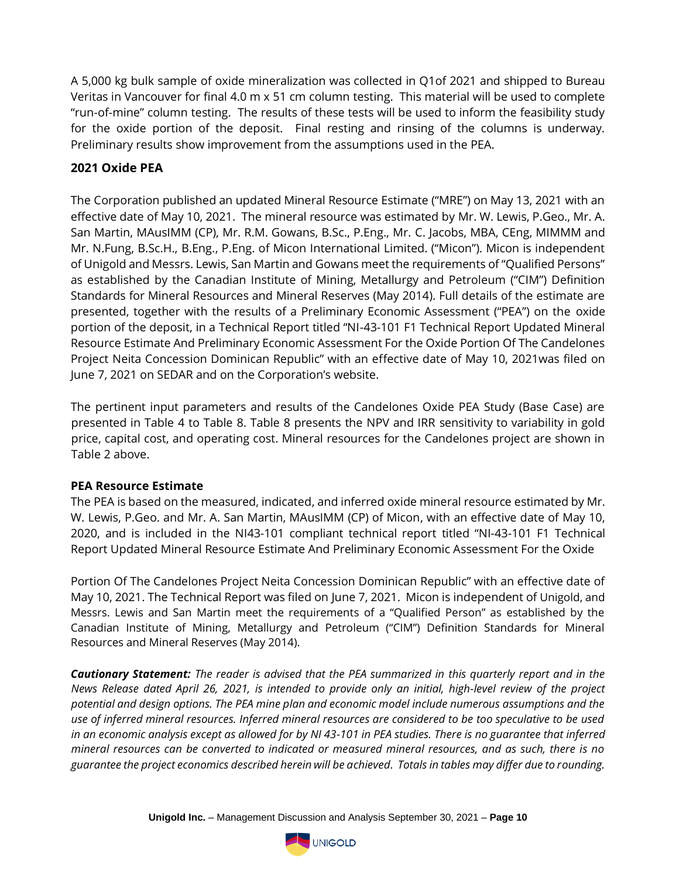A 5,000 kg bulk sample of oxide mineralization was collected in Q1of 2021 and shipped to Bureau Veritas in Vancouver for final 4.0 m x 51 cm column testing. This material will be used to complete "run-of-mine" column testing. The results of these tests will be used to inform the feasibility study for the oxide portion of the deposit. Final resting and rinsing of the columns is underway. Preliminary results show improvement from the assumptions used in the PEA.

### 2021 Oxide PEA

The Corporation published an updated Mineral Resource Estimate ("MRE") on May 13, 2021 with an effective date of May 10, 2021. The mineral resource was estimated by Mr. W. Lewis, P.Geo., Mr. A. San Martin, MAusIMM (CP), Mr. R.M. Gowans, B.Sc., P.Eng., Mr. C. Jacobs, MBA, CEng, MIMMM and Mr. N.Fung, B.Sc.H., B.Eng., P.Eng. of Micon International Limited. ("Micon"). Micon is independent of Unigold and Messrs. Lewis, San Martin and Gowans meet the requirements of "Qualified Persons" as established by the Canadian Institute of Mining, Metallurgy and Petroleum ("CIM") Definition Standards for Mineral Resources and Mineral Reserves (May 2014). Full details of the estimate are presented, together with the results of a Preliminary Economic Assessment ("PEA") on the oxide portion of the deposit, in a Technical Report titled "NI-43-101 F1 Technical Report Updated Mineral Resource Estimate And Preliminary Economic Assessment For the Oxide Portion Of The Candelones Project Neita Concession Dominican Republic" with an effective date of May 10, 2021was filed on June 7, 2021 on SEDAR and on the Corporation's website.

The pertinent input parameters and results of the Candelones Oxide PEA Study (Base Case) are presented in Table 4 to Table 8. Table 8 presents the NPV and IRR sensitivity to variability in gold price, capital cost, and operating cost. Mineral resources for the Candelones project are shown in Table 2 above.

#### PEA Resource Estimate

The PEA is based on the measured, indicated, and inferred oxide mineral resource estimated by Mr. W. Lewis, P.Geo. and Mr. A. San Martin, MAusIMM (CP) of Micon, with an effective date of May 10, 2020, and is included in the NI43-101 compliant technical report titled "NI-43-101 F1 Technical Report Updated Mineral Resource Estimate And Preliminary Economic Assessment For the Oxide Portion Of The Candelones Project Neita Concession Dominican Republic" with an effective date of May 10, 2021. The Technical Report was filed on June 7, 2021. Micon is independent of Unigold, and Messrs. Lewis and San Martin meet the requirements of a "Qualified Person" as established by the Canadian Institute of Mining, Metallurgy and Petroleum ("CIM") Definition Standards for Mineral Resources and Mineral Reserves (May 2014).

***Cautionary Statement:*** *The reader is advised that the PEA summarized in this quarterly report and in the News Release dated April 26, 2021, is intended to provide only an initial, high-level review of the project potential and design options. The PEA mine plan and economic model include numerous assumptions and the use of inferred mineral resources. Inferred mineral resources are considered to be too speculative to be used in an economic analysis except as allowed for by NI 43-101 in PEA studies. There is no guarantee that inferred mineral resources can be converted to indicated or measured mineral resources, and as such, there is no guarantee the project economics described herein will be achieved. Totals in tables may differ due to rounding.*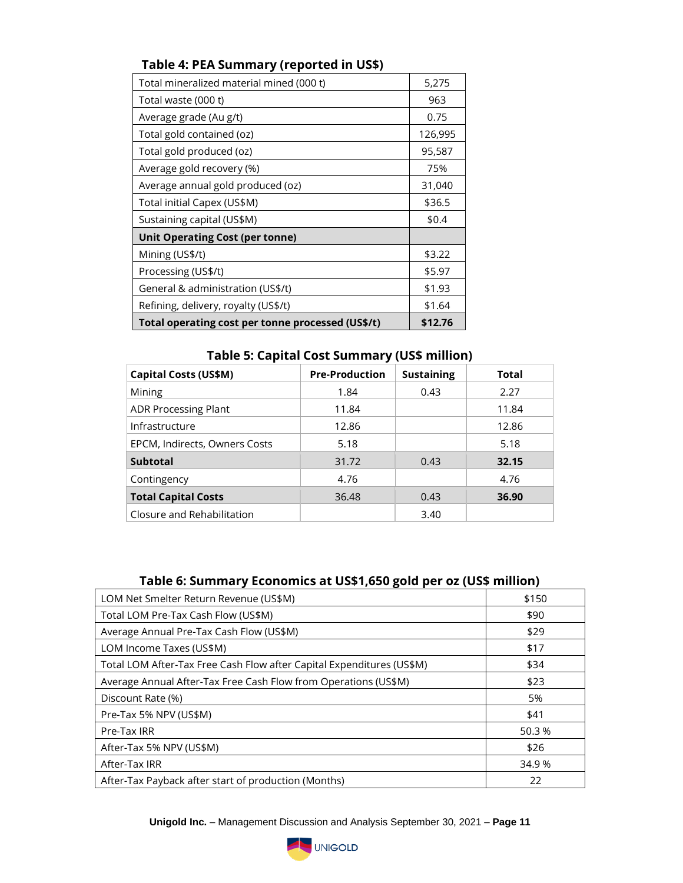**Table 4: PEA Summary (reported in US$)**

| | |
|---|---|
| Total mineralized material mined (000 t) | 5,275 |
| Total waste (000 t) | 963 |
| Average grade (Au g/t) | 0.75 |
| Total gold contained (oz) | 126,995 |
| Total gold produced (oz) | 95,587 |
| Average gold recovery (%) | 75% |
| Average annual gold produced (oz) | 31,040 |
| Total initial Capex (US$M) | $36.5 |
| Sustaining capital (US$M) | $0.4 |
| **Unit Operating Cost (per tonne)** | |
| Mining (US$/t) | $3.22 |
| Processing (US$/t) | $5.97 |
| General & administration (US$/t) | $1.93 |
| Refining, delivery, royalty (US$/t) | $1.64 |
| **Total operating cost per tonne processed (US$/t)** | **$12.76** |

**Table 5: Capital Cost Summary (US$ million)**

| Capital Costs (US$M) | Pre-Production | Sustaining | Total |
|---|---|---|---|
| Mining | 1.84 | 0.43 | 2.27 |
| ADR Processing Plant | 11.84 | | 11.84 |
| Infrastructure | 12.86 | | 12.86 |
| EPCM, Indirects, Owners Costs | 5.18 | | 5.18 |
| **Subtotal** | 31.72 | 0.43 | **32.15** |
| Contingency | 4.76 | | 4.76 |
| **Total Capital Costs** | 36.48 | 0.43 | **36.90** |
| Closure and Rehabilitation | | 3.40 | |

**Table 6: Summary Economics at US$1,650 gold per oz (US$ million)**

| | |
|---|---|
| LOM Net Smelter Return Revenue (US$M) | $150 |
| Total LOM Pre-Tax Cash Flow (US$M) | $90 |
| Average Annual Pre-Tax Cash Flow (US$M) | $29 |
| LOM Income Taxes (US$M) | $17 |
| Total LOM After-Tax Free Cash Flow after Capital Expenditures (US$M) | $34 |
| Average Annual After-Tax Free Cash Flow from Operations (US$M) | $23 |
| Discount Rate (%) | 5% |
| Pre-Tax 5% NPV (US$M) | $41 |
| Pre-Tax IRR | 50.3 % |
| After-Tax 5% NPV (US$M) | $26 |
| After-Tax IRR | 34.9 % |
| After-Tax Payback after start of production (Months) | 22 |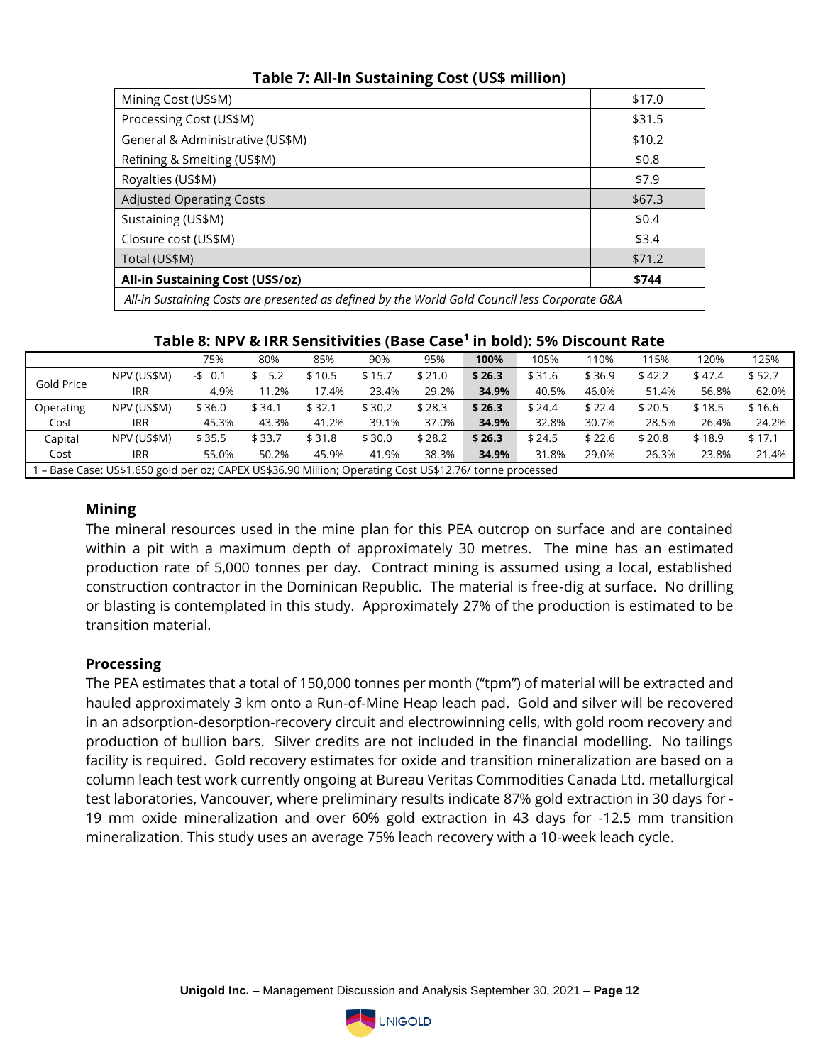**Table 7: All-In Sustaining Cost (US$ million)**

| | |
|---|---|
| Mining Cost (US$M) | $17.0 |
| Processing Cost (US$M) | $31.5 |
| General & Administrative (US$M) | $10.2 |
| Refining & Smelting (US$M) | $0.8 |
| Royalties (US$M) | $7.9 |
| Adjusted Operating Costs | $67.3 |
| Sustaining (US$M) | $0.4 |
| Closure cost (US$M) | $3.4 |
| Total (US$M) | $71.2 |
| **All-in Sustaining Cost (US$/oz)** | **$744** |

*All-in Sustaining Costs are presented as defined by the World Gold Council less Corporate G&A*

**Table 8: NPV & IRR Sensitivities (Base Case[1] in bold): 5% Discount Rate**

| | | 75% | 80% | 85% | 90% | 95% | **100%** | 105% | 110% | 115% | 120% | 125% |
|---|---|---|---|---|---|---|---|---|---|---|---|---|
| Gold Price | NPV (US$M) | -$ 0.1 | $ 5.2 | $ 10.5 | $ 15.7 | $ 21.0 | **$ 26.3** | $ 31.6 | $ 36.9 | $ 42.2 | $ 47.4 | $ 52.7 |
| | IRR | 4.9% | 11.2% | 17.4% | 23.4% | 29.2% | **34.9%** | 40.5% | 46.0% | 51.4% | 56.8% | 62.0% |
| Operating Cost | NPV (US$M) | $ 36.0 | $ 34.1 | $ 32.1 | $ 30.2 | $ 28.3 | **$ 26.3** | $ 24.4 | $ 22.4 | $ 20.5 | $ 18.5 | $ 16.6 |
| | IRR | 45.3% | 43.3% | 41.2% | 39.1% | 37.0% | **34.9%** | 32.8% | 30.7% | 28.5% | 26.4% | 24.2% |
| Capital Cost | NPV (US$M) | $ 35.5 | $ 33.7 | $ 31.8 | $ 30.0 | $ 28.2 | **$ 26.3** | $ 24.5 | $ 22.6 | $ 20.8 | $ 18.9 | $ 17.1 |
| | IRR | 55.0% | 50.2% | 45.9% | 41.9% | 38.3% | **34.9%** | 31.8% | 29.0% | 26.3% | 23.8% | 21.4% |

1 – Base Case: US$1,650 gold per oz; CAPEX US$36.90 Million; Operating Cost US$12.76/ tonne processed

## Mining

The mineral resources used in the mine plan for this PEA outcrop on surface and are contained within a pit with a maximum depth of approximately 30 metres. The mine has an estimated production rate of 5,000 tonnes per day. Contract mining is assumed using a local, established construction contractor in the Dominican Republic. The material is free-dig at surface. No drilling or blasting is contemplated in this study. Approximately 27% of the production is estimated to be transition material.

## Processing

The PEA estimates that a total of 150,000 tonnes per month ("tpm") of material will be extracted and hauled approximately 3 km onto a Run-of-Mine Heap leach pad. Gold and silver will be recovered in an adsorption-desorption-recovery circuit and electrowinning cells, with gold room recovery and production of bullion bars. Silver credits are not included in the financial modelling. No tailings facility is required. Gold recovery estimates for oxide and transition mineralization are based on a column leach test work currently ongoing at Bureau Veritas Commodities Canada Ltd. metallurgical test laboratories, Vancouver, where preliminary results indicate 87% gold extraction in 30 days for -19 mm oxide mineralization and over 60% gold extraction in 43 days for -12.5 mm transition mineralization. This study uses an average 75% leach recovery with a 10-week leach cycle.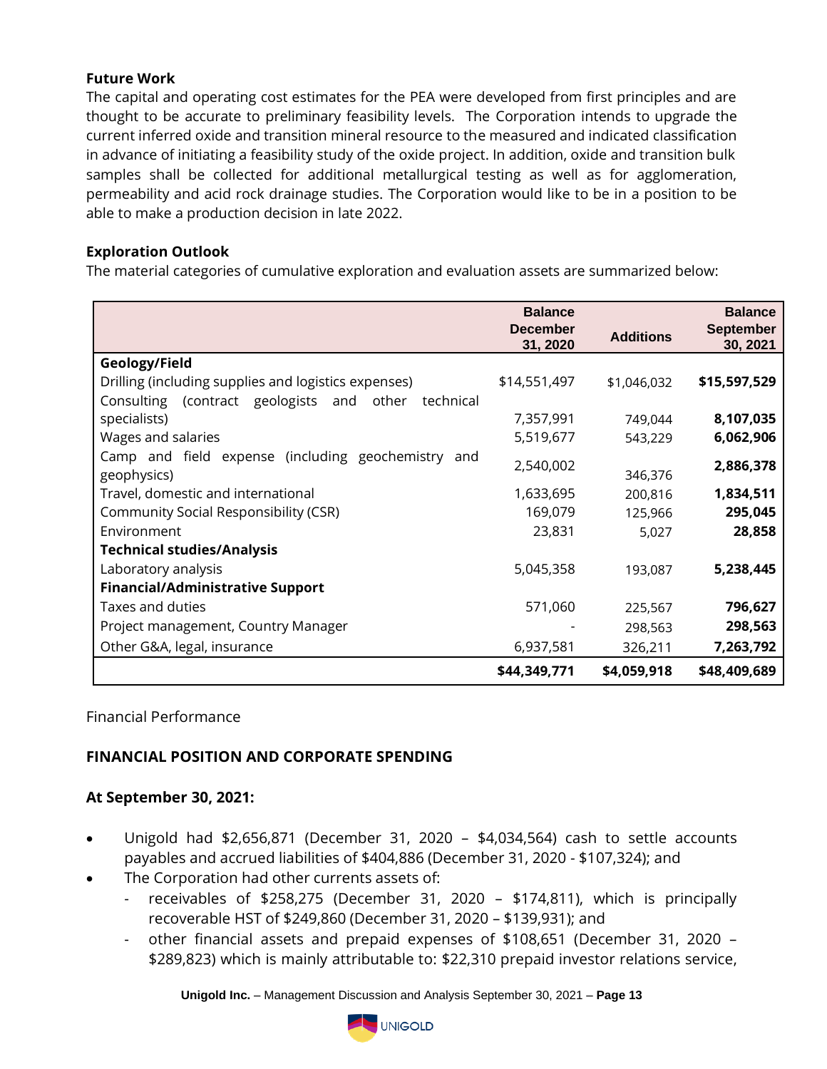### Future Work

The capital and operating cost estimates for the PEA were developed from first principles and are thought to be accurate to preliminary feasibility levels. The Corporation intends to upgrade the current inferred oxide and transition mineral resource to the measured and indicated classification in advance of initiating a feasibility study of the oxide project. In addition, oxide and transition bulk samples shall be collected for additional metallurgical testing as well as for agglomeration, permeability and acid rock drainage studies. The Corporation would like to be in a position to be able to make a production decision in late 2022.

### Exploration Outlook

The material categories of cumulative exploration and evaluation assets are summarized below:

| | Balance December 31, 2020 | Additions | Balance September 30, 2021 |
|---|---|---|---|
| **Geology/Field** | | | |
| Drilling (including supplies and logistics expenses) | $14,551,497 | $1,046,032 | **$15,597,529** |
| Consulting (contract geologists and other technical specialists) | 7,357,991 | 749,044 | **8,107,035** |
| Wages and salaries | 5,519,677 | 543,229 | **6,062,906** |
| Camp and field expense (including geochemistry and geophysics) | 2,540,002 | 346,376 | **2,886,378** |
| Travel, domestic and international | 1,633,695 | 200,816 | **1,834,511** |
| Community Social Responsibility (CSR) | 169,079 | 125,966 | **295,045** |
| Environment | 23,831 | 5,027 | **28,858** |
| **Technical studies/Analysis** | | | |
| Laboratory analysis | 5,045,358 | 193,087 | **5,238,445** |
| **Financial/Administrative Support** | | | |
| Taxes and duties | 571,060 | 225,567 | **796,627** |
| Project management, Country Manager | - | 298,563 | **298,563** |
| Other G&A, legal, insurance | 6,937,581 | 326,211 | **7,263,792** |
| | **$44,349,771** | **$4,059,918** | **$48,409,689** |

Financial Performance

### FINANCIAL POSITION AND CORPORATE SPENDING

### At September 30, 2021:

- Unigold had $2,656,871 (December 31, 2020 – $4,034,564) cash to settle accounts payables and accrued liabilities of $404,886 (December 31, 2020 - $107,324); and
- The Corporation had other currents assets of:
  - receivables of $258,275 (December 31, 2020 – $174,811), which is principally recoverable HST of $249,860 (December 31, 2020 – $139,931); and
  - other financial assets and prepaid expenses of $108,651 (December 31, 2020 – $289,823) which is mainly attributable to: $22,310 prepaid investor relations service,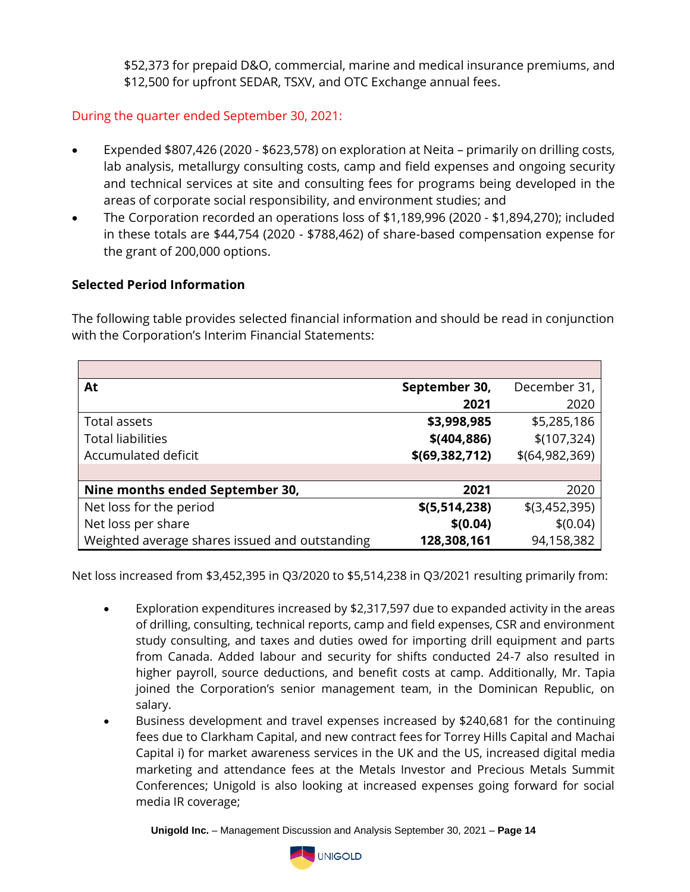$52,373 for prepaid D&O, commercial, marine and medical insurance premiums, and $12,500 for upfront SEDAR, TSXV, and OTC Exchange annual fees.

During the quarter ended September 30, 2021:

- Expended $807,426 (2020 - $623,578) on exploration at Neita – primarily on drilling costs, lab analysis, metallurgy consulting costs, camp and field expenses and ongoing security and technical services at site and consulting fees for programs being developed in the areas of corporate social responsibility, and environment studies; and
- The Corporation recorded an operations loss of $1,189,996 (2020 - $1,894,270); included in these totals are $44,754 (2020 - $788,462) of share-based compensation expense for the grant of 200,000 options.

**Selected Period Information**

The following table provides selected financial information and should be read in conjunction with the Corporation's Interim Financial Statements:

| At | **September 30, 2021** | December 31, 2020 |
|---|---|---|
| Total assets | **$3,998,985** | $5,285,186 |
| Total liabilities | **$(404,886)** | $(107,324) |
| Accumulated deficit | **$(69,382,712)** | $(64,982,369) |
| | | |
| **Nine months ended September 30,** | **2021** | 2020 |
| Net loss for the period | **$(5,514,238)** | $(3,452,395) |
| Net loss per share | **$(0.04)** | $(0.04) |
| Weighted average shares issued and outstanding | **128,308,161** | 94,158,382 |

Net loss increased from $3,452,395 in Q3/2020 to $5,514,238 in Q3/2021 resulting primarily from:

- Exploration expenditures increased by $2,317,597 due to expanded activity in the areas of drilling, consulting, technical reports, camp and field expenses, CSR and environment study consulting, and taxes and duties owed for importing drill equipment and parts from Canada. Added labour and security for shifts conducted 24-7 also resulted in higher payroll, source deductions, and benefit costs at camp. Additionally, Mr. Tapia joined the Corporation's senior management team, in the Dominican Republic, on salary.
- Business development and travel expenses increased by $240,681 for the continuing fees due to Clarkham Capital, and new contract fees for Torrey Hills Capital and Machai Capital i) for market awareness services in the UK and the US, increased digital media marketing and attendance fees at the Metals Investor and Precious Metals Summit Conferences; Unigold is also looking at increased expenses going forward for social media IR coverage;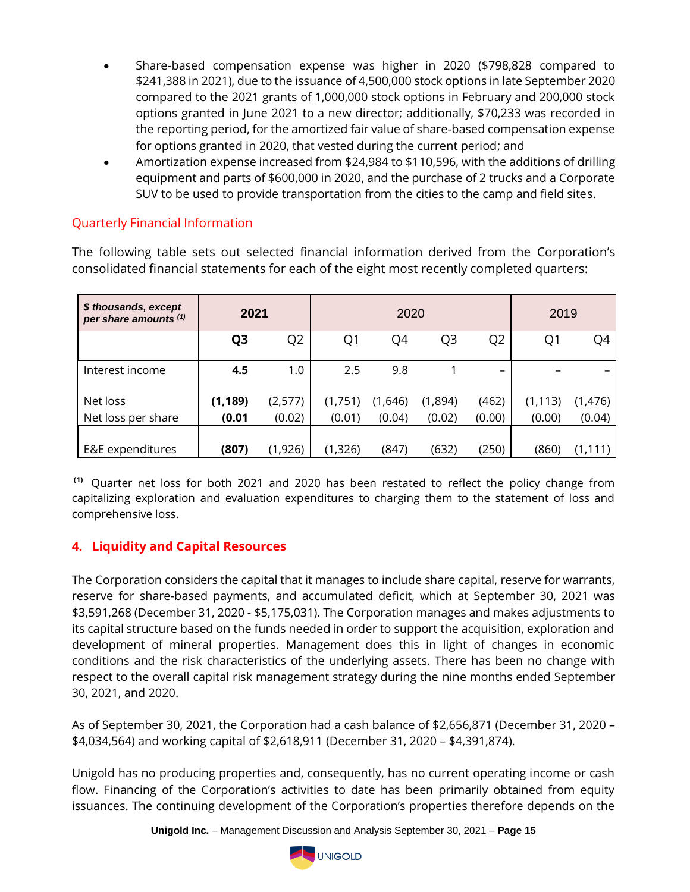- Share-based compensation expense was higher in 2020 ($798,828 compared to $241,388 in 2021), due to the issuance of 4,500,000 stock options in late September 2020 compared to the 2021 grants of 1,000,000 stock options in February and 200,000 stock options granted in June 2021 to a new director; additionally, $70,233 was recorded in the reporting period, for the amortized fair value of share-based compensation expense for options granted in 2020, that vested during the current period; and
- Amortization expense increased from $24,984 to $110,596, with the additions of drilling equipment and parts of $600,000 in 2020, and the purchase of 2 trucks and a Corporate SUV to be used to provide transportation from the cities to the camp and field sites.

## Quarterly Financial Information

The following table sets out selected financial information derived from the Corporation's consolidated financial statements for each of the eight most recently completed quarters:

| ***$ thousands, except per share amounts*** [(1)] | **2021** | | 2020 | | | | 2019 | |
|---|---|---|---|---|---|---|---|---|
| | **Q3** | Q2 | Q1 | Q4 | Q3 | Q2 | Q1 | Q4 |
| Interest income | **4.5** | 1.0 | 2.5 | 9.8 | 1 | – | – | – |
| Net loss | **(1,189)** | (2,577) | (1,751) | (1,646) | (1,894) | (462) | (1,113) | (1,476) |
| Net loss per share | **(0.01** | (0.02) | (0.01) | (0.04) | (0.02) | (0.00) | (0.00) | (0.04) |
| E&E expenditures | **(807)** | (1,926) | (1,326) | (847) | (632) | (250) | (860) | (1,111) |

[(1)] Quarter net loss for both 2021 and 2020 has been restated to reflect the policy change from capitalizing exploration and evaluation expenditures to charging them to the statement of loss and comprehensive loss.

## 4. Liquidity and Capital Resources

The Corporation considers the capital that it manages to include share capital, reserve for warrants, reserve for share-based payments, and accumulated deficit, which at September 30, 2021 was $3,591,268 (December 31, 2020 - $5,175,031). The Corporation manages and makes adjustments to its capital structure based on the funds needed in order to support the acquisition, exploration and development of mineral properties. Management does this in light of changes in economic conditions and the risk characteristics of the underlying assets. There has been no change with respect to the overall capital risk management strategy during the nine months ended September 30, 2021, and 2020.

As of September 30, 2021, the Corporation had a cash balance of $2,656,871 (December 31, 2020 – $4,034,564) and working capital of $2,618,911 (December 31, 2020 – $4,391,874).

Unigold has no producing properties and, consequently, has no current operating income or cash flow. Financing of the Corporation's activities to date has been primarily obtained from equity issuances. The continuing development of the Corporation's properties therefore depends on the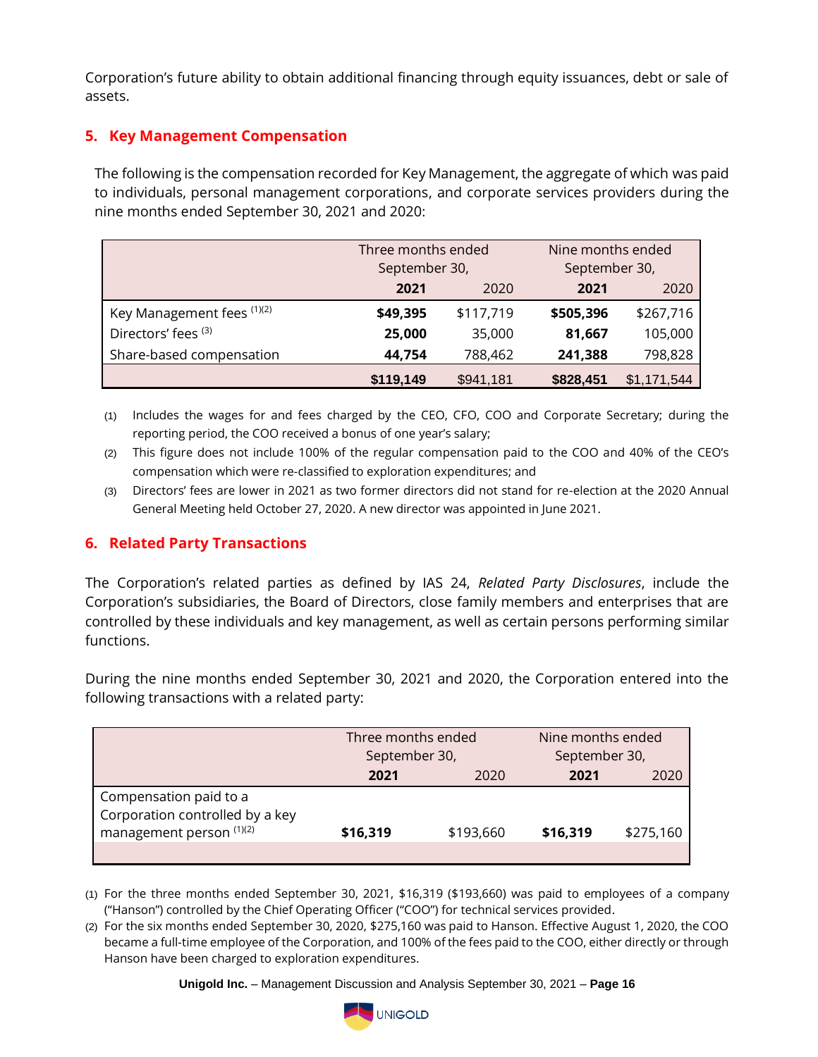Corporation's future ability to obtain additional financing through equity issuances, debt or sale of assets.

## 5. Key Management Compensation

The following is the compensation recorded for Key Management, the aggregate of which was paid to individuals, personal management corporations, and corporate services providers during the nine months ended September 30, 2021 and 2020:

| | Three months ended September 30, | | Nine months ended September 30, | |
|---|---|---|---|---|
| | **2021** | 2020 | **2021** | 2020 |
| Key Management fees (1)(2) | **$49,395** | $117,719 | **$505,396** | $267,716 |
| Directors' fees (3) | **25,000** | 35,000 | **81,667** | 105,000 |
| Share-based compensation | **44,754** | 788,462 | **241,388** | 798,828 |
| | **$119,149** | $941,181 | **$828,451** | $1,171,544 |

(1) Includes the wages for and fees charged by the CEO, CFO, COO and Corporate Secretary; during the reporting period, the COO received a bonus of one year's salary;

(2) This figure does not include 100% of the regular compensation paid to the COO and 40% of the CEO's compensation which were re-classified to exploration expenditures; and

(3) Directors' fees are lower in 2021 as two former directors did not stand for re-election at the 2020 Annual General Meeting held October 27, 2020. A new director was appointed in June 2021.

## 6. Related Party Transactions

The Corporation's related parties as defined by IAS 24, *Related Party Disclosures*, include the Corporation's subsidiaries, the Board of Directors, close family members and enterprises that are controlled by these individuals and key management, as well as certain persons performing similar functions.

During the nine months ended September 30, 2021 and 2020, the Corporation entered into the following transactions with a related party:

| | Three months ended September 30, | | Nine months ended September 30, | |
|---|---|---|---|---|
| | **2021** | 2020 | **2021** | 2020 |
| Compensation paid to a Corporation controlled by a key management person (1)(2) | **$16,319** | $193,660 | **$16,319** | $275,160 |

(1) For the three months ended September 30, 2021, $16,319 ($193,660) was paid to employees of a company ("Hanson") controlled by the Chief Operating Officer ("COO") for technical services provided.

(2) For the six months ended September 30, 2020, $275,160 was paid to Hanson. Effective August 1, 2020, the COO became a full-time employee of the Corporation, and 100% of the fees paid to the COO, either directly or through Hanson have been charged to exploration expenditures.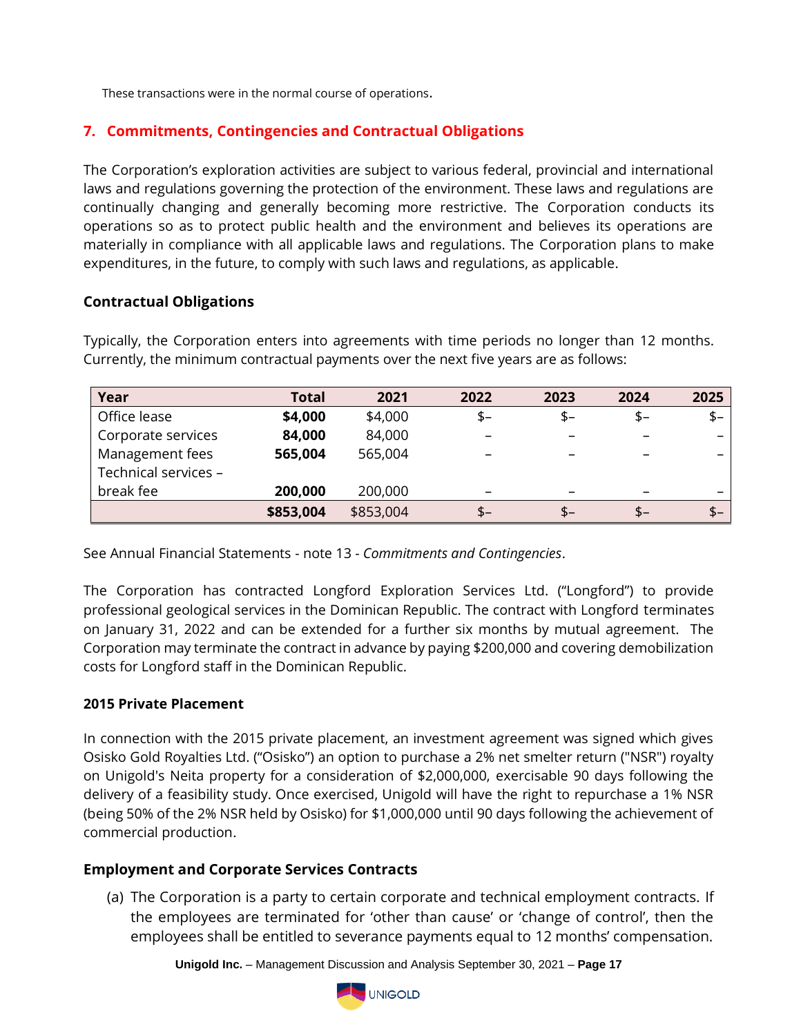These transactions were in the normal course of operations.

## 7. Commitments, Contingencies and Contractual Obligations

The Corporation's exploration activities are subject to various federal, provincial and international laws and regulations governing the protection of the environment. These laws and regulations are continually changing and generally becoming more restrictive. The Corporation conducts its operations so as to protect public health and the environment and believes its operations are materially in compliance with all applicable laws and regulations. The Corporation plans to make expenditures, in the future, to comply with such laws and regulations, as applicable.

### Contractual Obligations

Typically, the Corporation enters into agreements with time periods no longer than 12 months. Currently, the minimum contractual payments over the next five years are as follows:

| Year | Total | 2021 | 2022 | 2023 | 2024 | 2025 |
|---|---|---|---|---|---|---|
| Office lease | **$4,000** | $4,000 | $– | $– | $– | $– |
| Corporate services | **84,000** | 84,000 | – | – | – | – |
| Management fees | **565,004** | 565,004 | – | – | – | – |
| Technical services – break fee | **200,000** | 200,000 | – | – | – | – |
| | **$853,004** | $853,004 | $– | $– | $– | $– |

See Annual Financial Statements - note 13 - *Commitments and Contingencies*.

The Corporation has contracted Longford Exploration Services Ltd. ("Longford") to provide professional geological services in the Dominican Republic. The contract with Longford terminates on January 31, 2022 and can be extended for a further six months by mutual agreement. The Corporation may terminate the contract in advance by paying $200,000 and covering demobilization costs for Longford staff in the Dominican Republic.

### 2015 Private Placement

In connection with the 2015 private placement, an investment agreement was signed which gives Osisko Gold Royalties Ltd. ("Osisko") an option to purchase a 2% net smelter return ("NSR") royalty on Unigold's Neita property for a consideration of $2,000,000, exercisable 90 days following the delivery of a feasibility study. Once exercised, Unigold will have the right to repurchase a 1% NSR (being 50% of the 2% NSR held by Osisko) for $1,000,000 until 90 days following the achievement of commercial production.

### Employment and Corporate Services Contracts

(a) The Corporation is a party to certain corporate and technical employment contracts. If the employees are terminated for 'other than cause' or 'change of control', then the employees shall be entitled to severance payments equal to 12 months' compensation.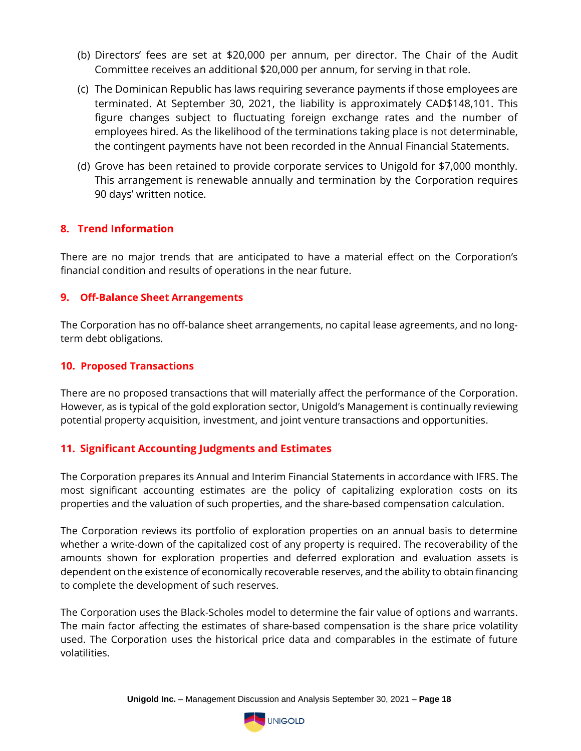(b) Directors' fees are set at $20,000 per annum, per director. The Chair of the Audit Committee receives an additional $20,000 per annum, for serving in that role.

(c) The Dominican Republic has laws requiring severance payments if those employees are terminated. At September 30, 2021, the liability is approximately CAD$148,101. This figure changes subject to fluctuating foreign exchange rates and the number of employees hired. As the likelihood of the terminations taking place is not determinable, the contingent payments have not been recorded in the Annual Financial Statements.

(d) Grove has been retained to provide corporate services to Unigold for $7,000 monthly. This arrangement is renewable annually and termination by the Corporation requires 90 days' written notice.

## 8. Trend Information

There are no major trends that are anticipated to have a material effect on the Corporation's financial condition and results of operations in the near future.

## 9. Off-Balance Sheet Arrangements

The Corporation has no off-balance sheet arrangements, no capital lease agreements, and no long-term debt obligations.

## 10. Proposed Transactions

There are no proposed transactions that will materially affect the performance of the Corporation. However, as is typical of the gold exploration sector, Unigold's Management is continually reviewing potential property acquisition, investment, and joint venture transactions and opportunities.

## 11. Significant Accounting Judgments and Estimates

The Corporation prepares its Annual and Interim Financial Statements in accordance with IFRS. The most significant accounting estimates are the policy of capitalizing exploration costs on its properties and the valuation of such properties, and the share-based compensation calculation.

The Corporation reviews its portfolio of exploration properties on an annual basis to determine whether a write-down of the capitalized cost of any property is required. The recoverability of the amounts shown for exploration properties and deferred exploration and evaluation assets is dependent on the existence of economically recoverable reserves, and the ability to obtain financing to complete the development of such reserves.

The Corporation uses the Black-Scholes model to determine the fair value of options and warrants. The main factor affecting the estimates of share-based compensation is the share price volatility used. The Corporation uses the historical price data and comparables in the estimate of future volatilities.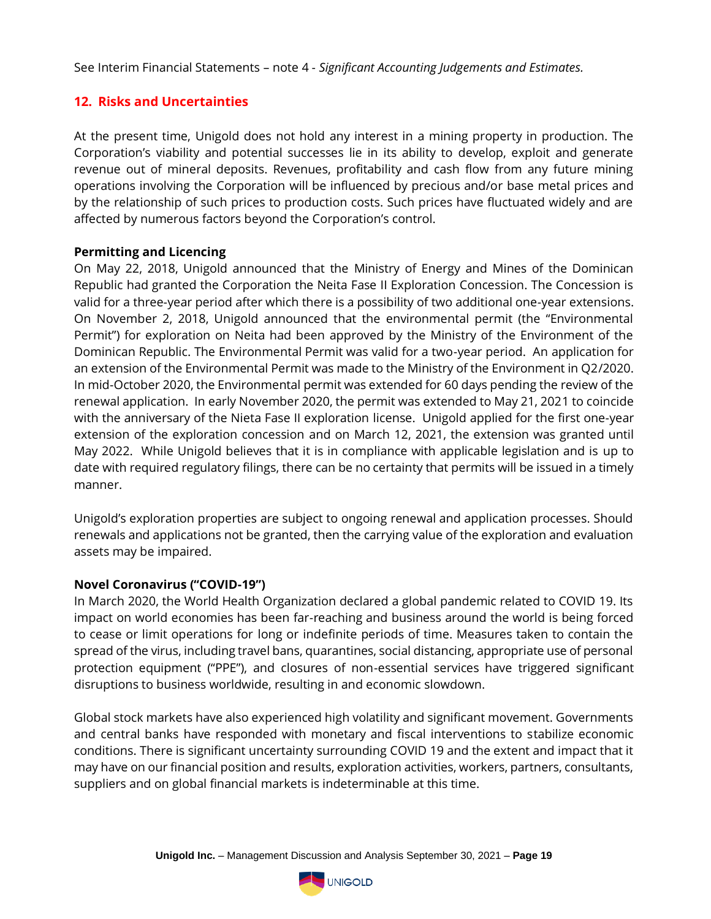See Interim Financial Statements – note 4 - *Significant Accounting Judgements and Estimates.*

## 12. Risks and Uncertainties

At the present time, Unigold does not hold any interest in a mining property in production. The Corporation's viability and potential successes lie in its ability to develop, exploit and generate revenue out of mineral deposits. Revenues, profitability and cash flow from any future mining operations involving the Corporation will be influenced by precious and/or base metal prices and by the relationship of such prices to production costs. Such prices have fluctuated widely and are affected by numerous factors beyond the Corporation's control.

**Permitting and Licencing**

On May 22, 2018, Unigold announced that the Ministry of Energy and Mines of the Dominican Republic had granted the Corporation the Neita Fase II Exploration Concession. The Concession is valid for a three-year period after which there is a possibility of two additional one-year extensions. On November 2, 2018, Unigold announced that the environmental permit (the "Environmental Permit") for exploration on Neita had been approved by the Ministry of the Environment of the Dominican Republic. The Environmental Permit was valid for a two-year period. An application for an extension of the Environmental Permit was made to the Ministry of the Environment in Q2/2020. In mid-October 2020, the Environmental permit was extended for 60 days pending the review of the renewal application. In early November 2020, the permit was extended to May 21, 2021 to coincide with the anniversary of the Nieta Fase II exploration license. Unigold applied for the first one-year extension of the exploration concession and on March 12, 2021, the extension was granted until May 2022. While Unigold believes that it is in compliance with applicable legislation and is up to date with required regulatory filings, there can be no certainty that permits will be issued in a timely manner.

Unigold's exploration properties are subject to ongoing renewal and application processes. Should renewals and applications not be granted, then the carrying value of the exploration and evaluation assets may be impaired.

**Novel Coronavirus ("COVID-19")**

In March 2020, the World Health Organization declared a global pandemic related to COVID 19. Its impact on world economies has been far-reaching and business around the world is being forced to cease or limit operations for long or indefinite periods of time. Measures taken to contain the spread of the virus, including travel bans, quarantines, social distancing, appropriate use of personal protection equipment ("PPE"), and closures of non-essential services have triggered significant disruptions to business worldwide, resulting in and economic slowdown.

Global stock markets have also experienced high volatility and significant movement. Governments and central banks have responded with monetary and fiscal interventions to stabilize economic conditions. There is significant uncertainty surrounding COVID 19 and the extent and impact that it may have on our financial position and results, exploration activities, workers, partners, consultants, suppliers and on global financial markets is indeterminable at this time.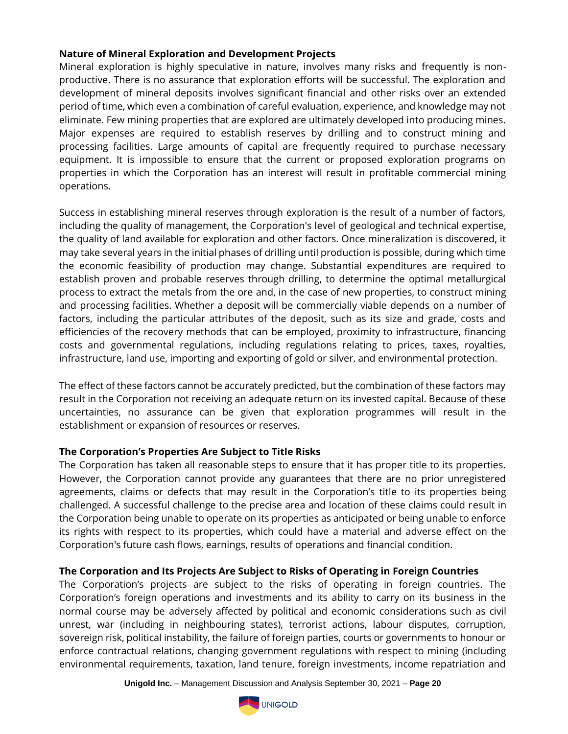**Nature of Mineral Exploration and Development Projects**

Mineral exploration is highly speculative in nature, involves many risks and frequently is non-productive. There is no assurance that exploration efforts will be successful. The exploration and development of mineral deposits involves significant financial and other risks over an extended period of time, which even a combination of careful evaluation, experience, and knowledge may not eliminate. Few mining properties that are explored are ultimately developed into producing mines. Major expenses are required to establish reserves by drilling and to construct mining and processing facilities. Large amounts of capital are frequently required to purchase necessary equipment. It is impossible to ensure that the current or proposed exploration programs on properties in which the Corporation has an interest will result in profitable commercial mining operations.

Success in establishing mineral reserves through exploration is the result of a number of factors, including the quality of management, the Corporation's level of geological and technical expertise, the quality of land available for exploration and other factors. Once mineralization is discovered, it may take several years in the initial phases of drilling until production is possible, during which time the economic feasibility of production may change. Substantial expenditures are required to establish proven and probable reserves through drilling, to determine the optimal metallurgical process to extract the metals from the ore and, in the case of new properties, to construct mining and processing facilities. Whether a deposit will be commercially viable depends on a number of factors, including the particular attributes of the deposit, such as its size and grade, costs and efficiencies of the recovery methods that can be employed, proximity to infrastructure, financing costs and governmental regulations, including regulations relating to prices, taxes, royalties, infrastructure, land use, importing and exporting of gold or silver, and environmental protection.

The effect of these factors cannot be accurately predicted, but the combination of these factors may result in the Corporation not receiving an adequate return on its invested capital. Because of these uncertainties, no assurance can be given that exploration programmes will result in the establishment or expansion of resources or reserves.

**The Corporation's Properties Are Subject to Title Risks**

The Corporation has taken all reasonable steps to ensure that it has proper title to its properties. However, the Corporation cannot provide any guarantees that there are no prior unregistered agreements, claims or defects that may result in the Corporation's title to its properties being challenged. A successful challenge to the precise area and location of these claims could result in the Corporation being unable to operate on its properties as anticipated or being unable to enforce its rights with respect to its properties, which could have a material and adverse effect on the Corporation's future cash flows, earnings, results of operations and financial condition.

**The Corporation and Its Projects Are Subject to Risks of Operating in Foreign Countries**

The Corporation's projects are subject to the risks of operating in foreign countries. The Corporation's foreign operations and investments and its ability to carry on its business in the normal course may be adversely affected by political and economic considerations such as civil unrest, war (including in neighbouring states), terrorist actions, labour disputes, corruption, sovereign risk, political instability, the failure of foreign parties, courts or governments to honour or enforce contractual relations, changing government regulations with respect to mining (including environmental requirements, taxation, land tenure, foreign investments, income repatriation and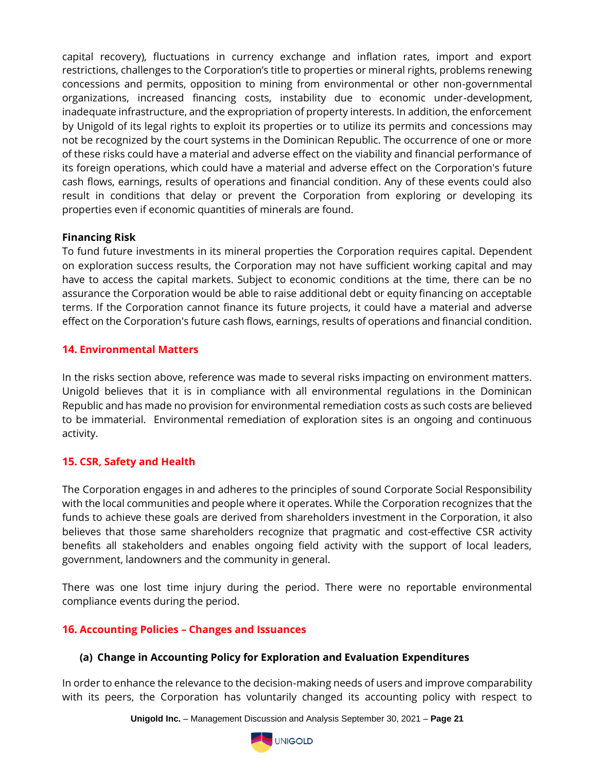capital recovery), fluctuations in currency exchange and inflation rates, import and export restrictions, challenges to the Corporation's title to properties or mineral rights, problems renewing concessions and permits, opposition to mining from environmental or other non-governmental organizations, increased financing costs, instability due to economic under-development, inadequate infrastructure, and the expropriation of property interests. In addition, the enforcement by Unigold of its legal rights to exploit its properties or to utilize its permits and concessions may not be recognized by the court systems in the Dominican Republic. The occurrence of one or more of these risks could have a material and adverse effect on the viability and financial performance of its foreign operations, which could have a material and adverse effect on the Corporation's future cash flows, earnings, results of operations and financial condition. Any of these events could also result in conditions that delay or prevent the Corporation from exploring or developing its properties even if economic quantities of minerals are found.

**Financing Risk**

To fund future investments in its mineral properties the Corporation requires capital. Dependent on exploration success results, the Corporation may not have sufficient working capital and may have to access the capital markets. Subject to economic conditions at the time, there can be no assurance the Corporation would be able to raise additional debt or equity financing on acceptable terms. If the Corporation cannot finance its future projects, it could have a material and adverse effect on the Corporation's future cash flows, earnings, results of operations and financial condition.

## 14. Environmental Matters

In the risks section above, reference was made to several risks impacting on environment matters. Unigold believes that it is in compliance with all environmental regulations in the Dominican Republic and has made no provision for environmental remediation costs as such costs are believed to be immaterial. Environmental remediation of exploration sites is an ongoing and continuous activity.

## 15. CSR, Safety and Health

The Corporation engages in and adheres to the principles of sound Corporate Social Responsibility with the local communities and people where it operates. While the Corporation recognizes that the funds to achieve these goals are derived from shareholders investment in the Corporation, it also believes that those same shareholders recognize that pragmatic and cost-effective CSR activity benefits all stakeholders and enables ongoing field activity with the support of local leaders, government, landowners and the community in general.

There was one lost time injury during the period. There were no reportable environmental compliance events during the period.

## 16. Accounting Policies – Changes and Issuances

### (a) Change in Accounting Policy for Exploration and Evaluation Expenditures

In order to enhance the relevance to the decision-making needs of users and improve comparability with its peers, the Corporation has voluntarily changed its accounting policy with respect to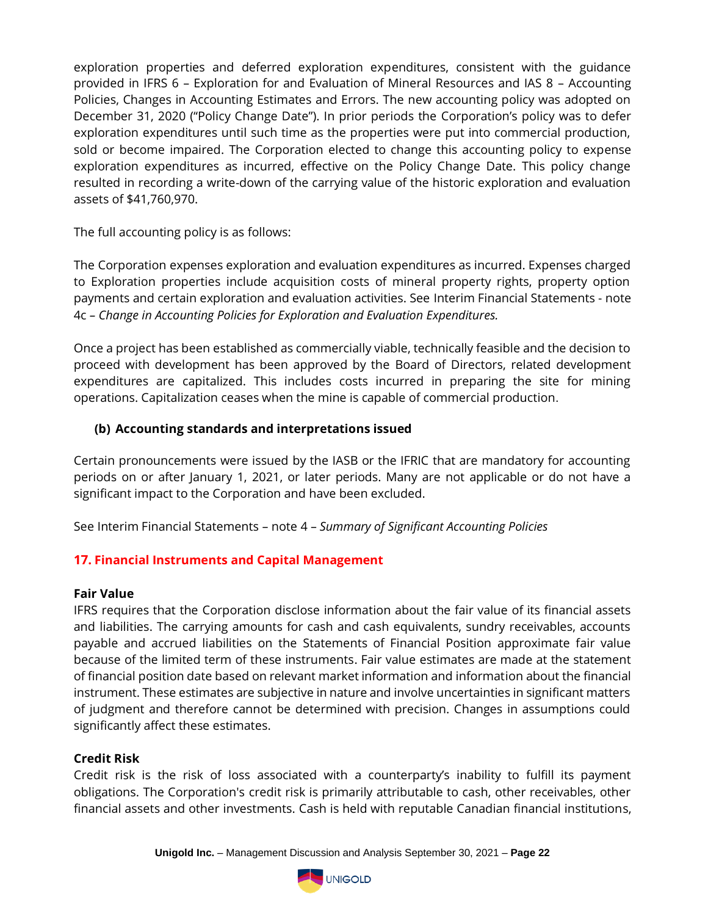exploration properties and deferred exploration expenditures, consistent with the guidance provided in IFRS 6 – Exploration for and Evaluation of Mineral Resources and IAS 8 – Accounting Policies, Changes in Accounting Estimates and Errors. The new accounting policy was adopted on December 31, 2020 ("Policy Change Date"). In prior periods the Corporation's policy was to defer exploration expenditures until such time as the properties were put into commercial production, sold or become impaired. The Corporation elected to change this accounting policy to expense exploration expenditures as incurred, effective on the Policy Change Date. This policy change resulted in recording a write-down of the carrying value of the historic exploration and evaluation assets of $41,760,970.

The full accounting policy is as follows:

The Corporation expenses exploration and evaluation expenditures as incurred. Expenses charged to Exploration properties include acquisition costs of mineral property rights, property option payments and certain exploration and evaluation activities. See Interim Financial Statements - note 4c – *Change in Accounting Policies for Exploration and Evaluation Expenditures.*

Once a project has been established as commercially viable, technically feasible and the decision to proceed with development has been approved by the Board of Directors, related development expenditures are capitalized. This includes costs incurred in preparing the site for mining operations. Capitalization ceases when the mine is capable of commercial production.

### (b) Accounting standards and interpretations issued

Certain pronouncements were issued by the IASB or the IFRIC that are mandatory for accounting periods on or after January 1, 2021, or later periods. Many are not applicable or do not have a significant impact to the Corporation and have been excluded.

See Interim Financial Statements – note 4 – *Summary of Significant Accounting Policies*

## 17. Financial Instruments and Capital Management

**Fair Value**

IFRS requires that the Corporation disclose information about the fair value of its financial assets and liabilities. The carrying amounts for cash and cash equivalents, sundry receivables, accounts payable and accrued liabilities on the Statements of Financial Position approximate fair value because of the limited term of these instruments. Fair value estimates are made at the statement of financial position date based on relevant market information and information about the financial instrument. These estimates are subjective in nature and involve uncertainties in significant matters of judgment and therefore cannot be determined with precision. Changes in assumptions could significantly affect these estimates.

**Credit Risk**

Credit risk is the risk of loss associated with a counterparty's inability to fulfill its payment obligations. The Corporation's credit risk is primarily attributable to cash, other receivables, other financial assets and other investments. Cash is held with reputable Canadian financial institutions,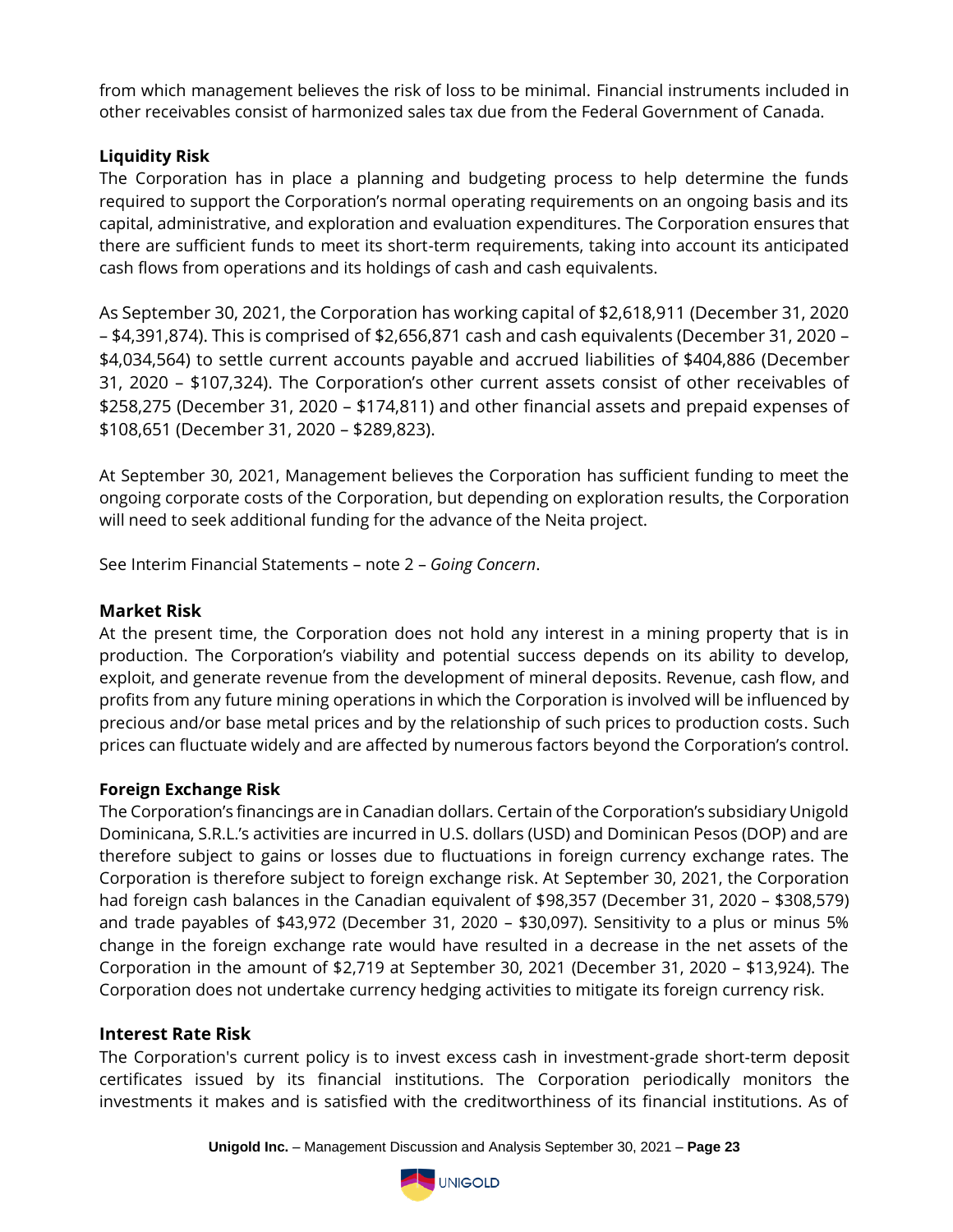from which management believes the risk of loss to be minimal. Financial instruments included in other receivables consist of harmonized sales tax due from the Federal Government of Canada.

### Liquidity Risk

The Corporation has in place a planning and budgeting process to help determine the funds required to support the Corporation's normal operating requirements on an ongoing basis and its capital, administrative, and exploration and evaluation expenditures. The Corporation ensures that there are sufficient funds to meet its short-term requirements, taking into account its anticipated cash flows from operations and its holdings of cash and cash equivalents.

As September 30, 2021, the Corporation has working capital of $2,618,911 (December 31, 2020 – $4,391,874). This is comprised of $2,656,871 cash and cash equivalents (December 31, 2020 – $4,034,564) to settle current accounts payable and accrued liabilities of $404,886 (December 31, 2020 – $107,324). The Corporation's other current assets consist of other receivables of $258,275 (December 31, 2020 – $174,811) and other financial assets and prepaid expenses of $108,651 (December 31, 2020 – $289,823).

At September 30, 2021, Management believes the Corporation has sufficient funding to meet the ongoing corporate costs of the Corporation, but depending on exploration results, the Corporation will need to seek additional funding for the advance of the Neita project.

See Interim Financial Statements – note 2 – *Going Concern*.

### Market Risk

At the present time, the Corporation does not hold any interest in a mining property that is in production. The Corporation's viability and potential success depends on its ability to develop, exploit, and generate revenue from the development of mineral deposits. Revenue, cash flow, and profits from any future mining operations in which the Corporation is involved will be influenced by precious and/or base metal prices and by the relationship of such prices to production costs. Such prices can fluctuate widely and are affected by numerous factors beyond the Corporation's control.

### Foreign Exchange Risk

The Corporation's financings are in Canadian dollars. Certain of the Corporation's subsidiary Unigold Dominicana, S.R.L.'s activities are incurred in U.S. dollars (USD) and Dominican Pesos (DOP) and are therefore subject to gains or losses due to fluctuations in foreign currency exchange rates. The Corporation is therefore subject to foreign exchange risk. At September 30, 2021, the Corporation had foreign cash balances in the Canadian equivalent of $98,357 (December 31, 2020 – $308,579) and trade payables of $43,972 (December 31, 2020 – $30,097). Sensitivity to a plus or minus 5% change in the foreign exchange rate would have resulted in a decrease in the net assets of the Corporation in the amount of $2,719 at September 30, 2021 (December 31, 2020 – $13,924). The Corporation does not undertake currency hedging activities to mitigate its foreign currency risk.

### Interest Rate Risk

The Corporation's current policy is to invest excess cash in investment-grade short-term deposit certificates issued by its financial institutions. The Corporation periodically monitors the investments it makes and is satisfied with the creditworthiness of its financial institutions. As of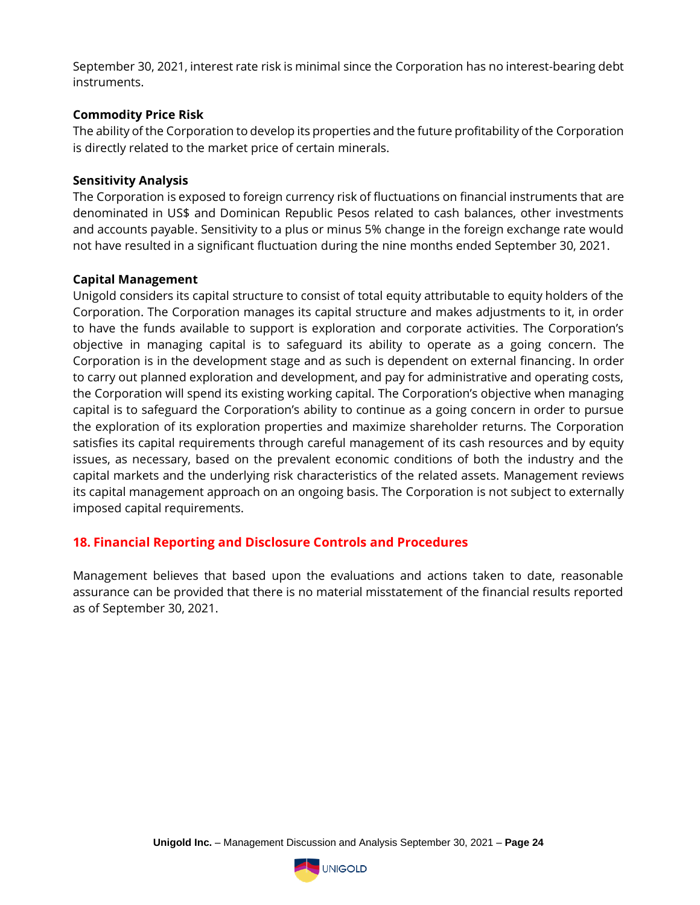September 30, 2021, interest rate risk is minimal since the Corporation has no interest-bearing debt instruments.

**Commodity Price Risk**

The ability of the Corporation to develop its properties and the future profitability of the Corporation is directly related to the market price of certain minerals.

**Sensitivity Analysis**

The Corporation is exposed to foreign currency risk of fluctuations on financial instruments that are denominated in US$ and Dominican Republic Pesos related to cash balances, other investments and accounts payable. Sensitivity to a plus or minus 5% change in the foreign exchange rate would not have resulted in a significant fluctuation during the nine months ended September 30, 2021.

**Capital Management**

Unigold considers its capital structure to consist of total equity attributable to equity holders of the Corporation. The Corporation manages its capital structure and makes adjustments to it, in order to have the funds available to support is exploration and corporate activities. The Corporation's objective in managing capital is to safeguard its ability to operate as a going concern. The Corporation is in the development stage and as such is dependent on external financing. In order to carry out planned exploration and development, and pay for administrative and operating costs, the Corporation will spend its existing working capital. The Corporation's objective when managing capital is to safeguard the Corporation's ability to continue as a going concern in order to pursue the exploration of its exploration properties and maximize shareholder returns. The Corporation satisfies its capital requirements through careful management of its cash resources and by equity issues, as necessary, based on the prevalent economic conditions of both the industry and the capital markets and the underlying risk characteristics of the related assets. Management reviews its capital management approach on an ongoing basis. The Corporation is not subject to externally imposed capital requirements.

## 18. Financial Reporting and Disclosure Controls and Procedures

Management believes that based upon the evaluations and actions taken to date, reasonable assurance can be provided that there is no material misstatement of the financial results reported as of September 30, 2021.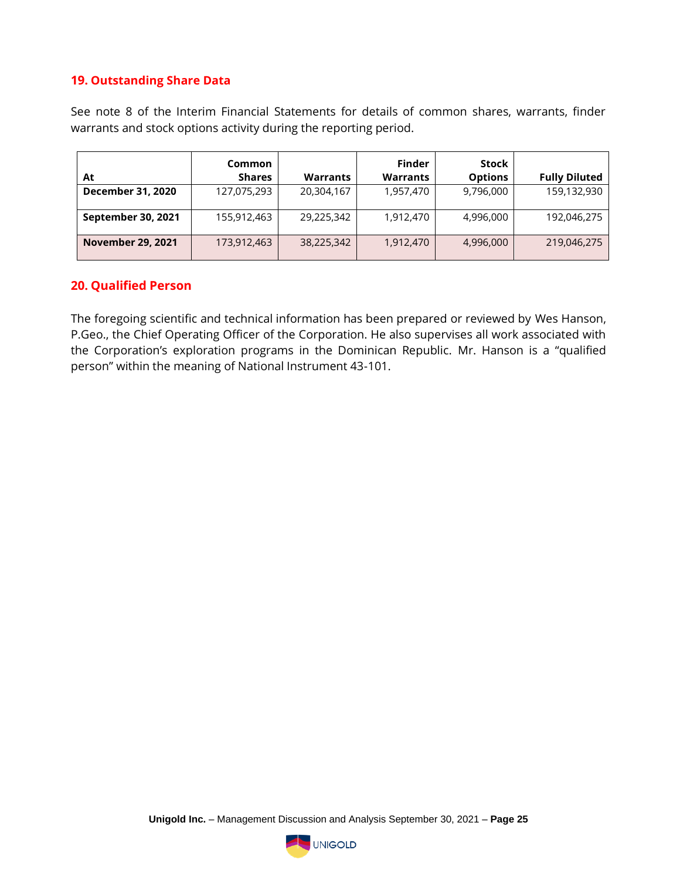## 19. Outstanding Share Data

See note 8 of the Interim Financial Statements for details of common shares, warrants, finder warrants and stock options activity during the reporting period.

| At | Common Shares | Warrants | Finder Warrants | Stock Options | Fully Diluted |
|---|---|---|---|---|---|
| **December 31, 2020** | 127,075,293 | 20,304,167 | 1,957,470 | 9,796,000 | 159,132,930 |
| **September 30, 2021** | 155,912,463 | 29,225,342 | 1,912,470 | 4,996,000 | 192,046,275 |
| **November 29, 2021** | 173,912,463 | 38,225,342 | 1,912,470 | 4,996,000 | 219,046,275 |

## 20. Qualified Person

The foregoing scientific and technical information has been prepared or reviewed by Wes Hanson, P.Geo., the Chief Operating Officer of the Corporation. He also supervises all work associated with the Corporation's exploration programs in the Dominican Republic. Mr. Hanson is a "qualified person" within the meaning of National Instrument 43-101.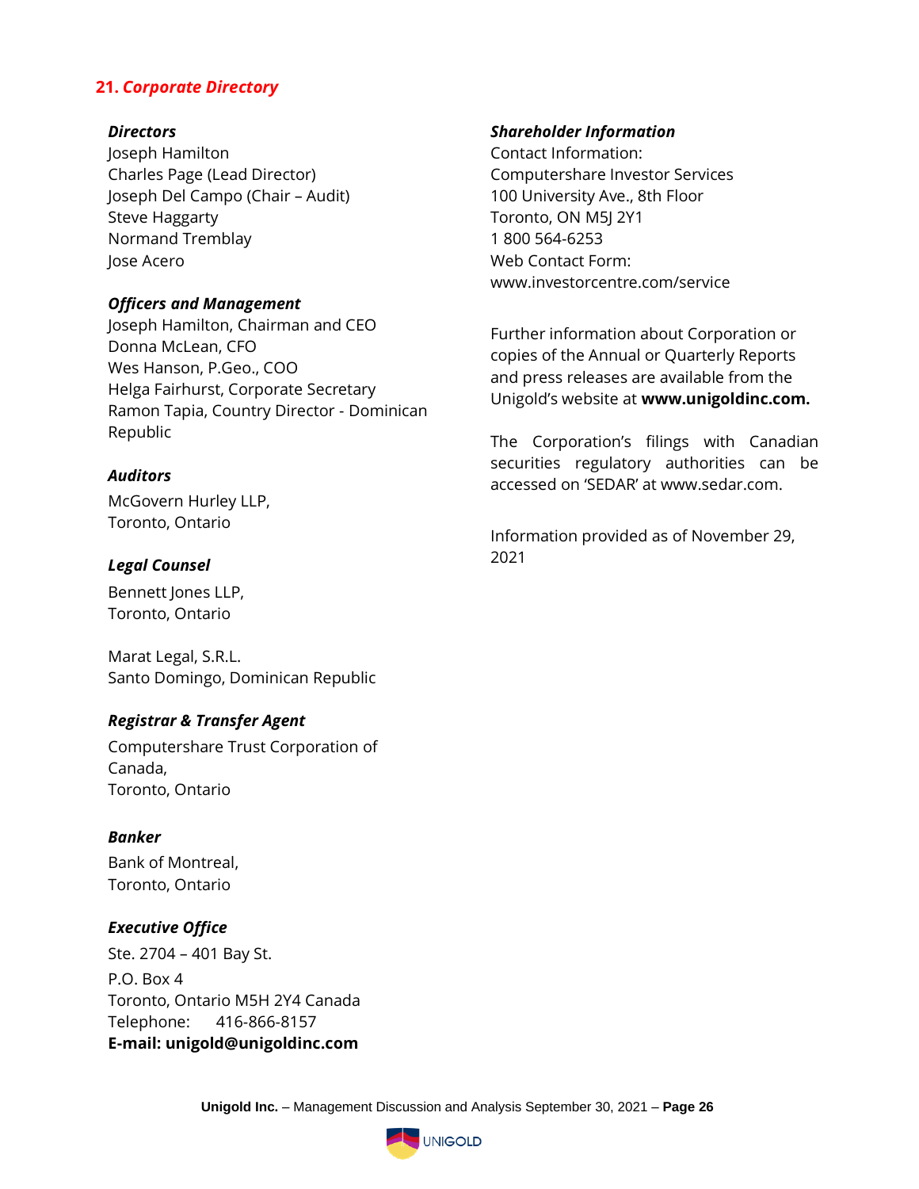## 21. *Corporate Directory*

***Directors***
Joseph Hamilton
Charles Page (Lead Director)
Joseph Del Campo (Chair – Audit)
Steve Haggarty
Normand Tremblay
Jose Acero

***Officers and Management***
Joseph Hamilton, Chairman and CEO
Donna McLean, CFO
Wes Hanson, P.Geo., COO
Helga Fairhurst, Corporate Secretary
Ramon Tapia, Country Director - Dominican Republic

***Auditors***
McGovern Hurley LLP,
Toronto, Ontario

***Legal Counsel***
Bennett Jones LLP,
Toronto, Ontario

Marat Legal, S.R.L.
Santo Domingo, Dominican Republic

***Registrar & Transfer Agent***
Computershare Trust Corporation of Canada,
Toronto, Ontario

***Banker***
Bank of Montreal,
Toronto, Ontario

***Executive Office***
Ste. 2704 – 401 Bay St.
P.O. Box 4
Toronto, Ontario M5H 2Y4 Canada
Telephone: 416-866-8157
**E-mail: unigold@unigoldinc.com**

***Shareholder Information***
Contact Information:
Computershare Investor Services
100 University Ave., 8th Floor
Toronto, ON M5J 2Y1
1 800 564-6253
Web Contact Form:
www.investorcentre.com/service

Further information about Corporation or copies of the Annual or Quarterly Reports and press releases are available from the Unigold's website at **www.unigoldinc.com.**

The Corporation's filings with Canadian securities regulatory authorities can be accessed on 'SEDAR' at www.sedar.com.

Information provided as of November 29, 2021